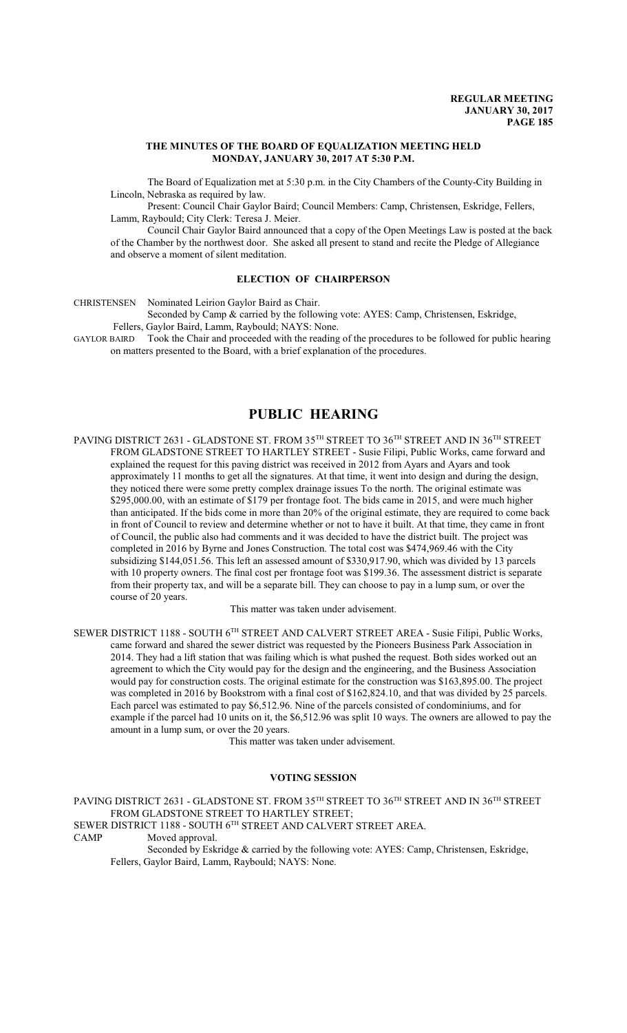# THE MINUTES OF THE BOARD OF EQUALIZATION MEETING HELD MONDAY, JANUARY 30, 2017 AT 5:30 P.M.

The Board of Equalization met at 5:30 p.m. in the City Chambers of the County-City Building in Lincoln, Nebraska as required by law.

Present: Council Chair Gaylor Baird; Council Members: Camp, Christensen, Eskridge, Fellers, Lamm, Raybould; City Clerk: Teresa J. Meier.

Council Chair Gaylor Baird announced that a copy of the Open Meetings Law is posted at the back of the Chamber by the northwest door. She asked all present to stand and recite the Pledge of Allegiance and observe a moment of silent meditation.

## ELECTION OF CHAIRPERSON

CHRISTENSEN Nominated Leirion Gaylor Baird as Chair.

Seconded by Camp & carried by the following vote: AYES: Camp, Christensen, Eskridge, Fellers, Gaylor Baird, Lamm, Raybould; NAYS: None.

GAYLOR BAIRD Took the Chair and proceeded with the reading of the procedures to be followed for public hearing on matters presented to the Board, with a brief explanation of the procedures.

# PUBLIC HEARING

PAVING DISTRICT 2631 - GLADSTONE ST. FROM 35TH STREET TO 36TH STREET AND IN 36TH STREET FROM GLADSTONE STREET TO HARTLEY STREET - Susie Filipi, Public Works, came forward and explained the request for this paving district was received in 2012 from Ayars and Ayars and took approximately 11 months to get all the signatures. At that time, it went into design and during the design, they noticed there were some pretty complex drainage issues To the north. The original estimate was $295,000.00, with an estimate of $179 per frontage foot. The bids came in 2015, and were much higher than anticipated. If the bids come in more than 20% of the original estimate, they are required to come back in front of Council to review and determine whether or not to have it built. At that time, they came in front of Council, the public also had comments and it was decided to have the district built. The project was completed in 2016 by Byrne and Jones Construction. The total cost was $474,969.46 with the City subsidizing $144,051.56. This left an assessed amount of $330,917.90, which was divided by 13 parcels with 10 property owners. The final cost per frontage foot was $199.36. The assessment district is separate from their property tax, and will be a separate bill. They can choose to pay in a lump sum, or over the course of 20 years.

This matter was taken under advisement.

SEWER DISTRICT 1188 - SOUTH 6TH STREET AND CALVERT STREET AREA - Susie Filipi, Public Works, came forward and shared the sewer district was requested by the Pioneers Business Park Association in 2014. They had a lift station that was failing which is what pushed the request. Both sides worked out an agreement to which the City would pay for the design and the engineering, and the Business Association would pay for construction costs. The original estimate for the construction was $163,895.00. The project was completed in 2016 by Bookstrom with a final cost of $162,824.10, and that was divided by 25 parcels. Each parcel was estimated to pay $6,512.96. Nine of the parcels consisted of condominiums, and for example if the parcel had 10 units on it, the $6,512.96 was split 10 ways. The owners are allowed to pay the amount in a lump sum, or over the 20 years.

This matter was taken under advisement.

## VOTING SESSION

PAVING DISTRICT 2631 - GLADSTONE ST. FROM 35TH STREET TO 36TH STREET AND IN 36TH STREET FROM GLADSTONE STREET TO HARTLEY STREET;

SEWER DISTRICT 1188 - SOUTH 6TH STREET AND CALVERT STREET AREA.

CAMP Moved approval.

Seconded by Eskridge & carried by the following vote: AYES: Camp, Christensen, Eskridge, Fellers, Gaylor Baird, Lamm, Raybould; NAYS: None.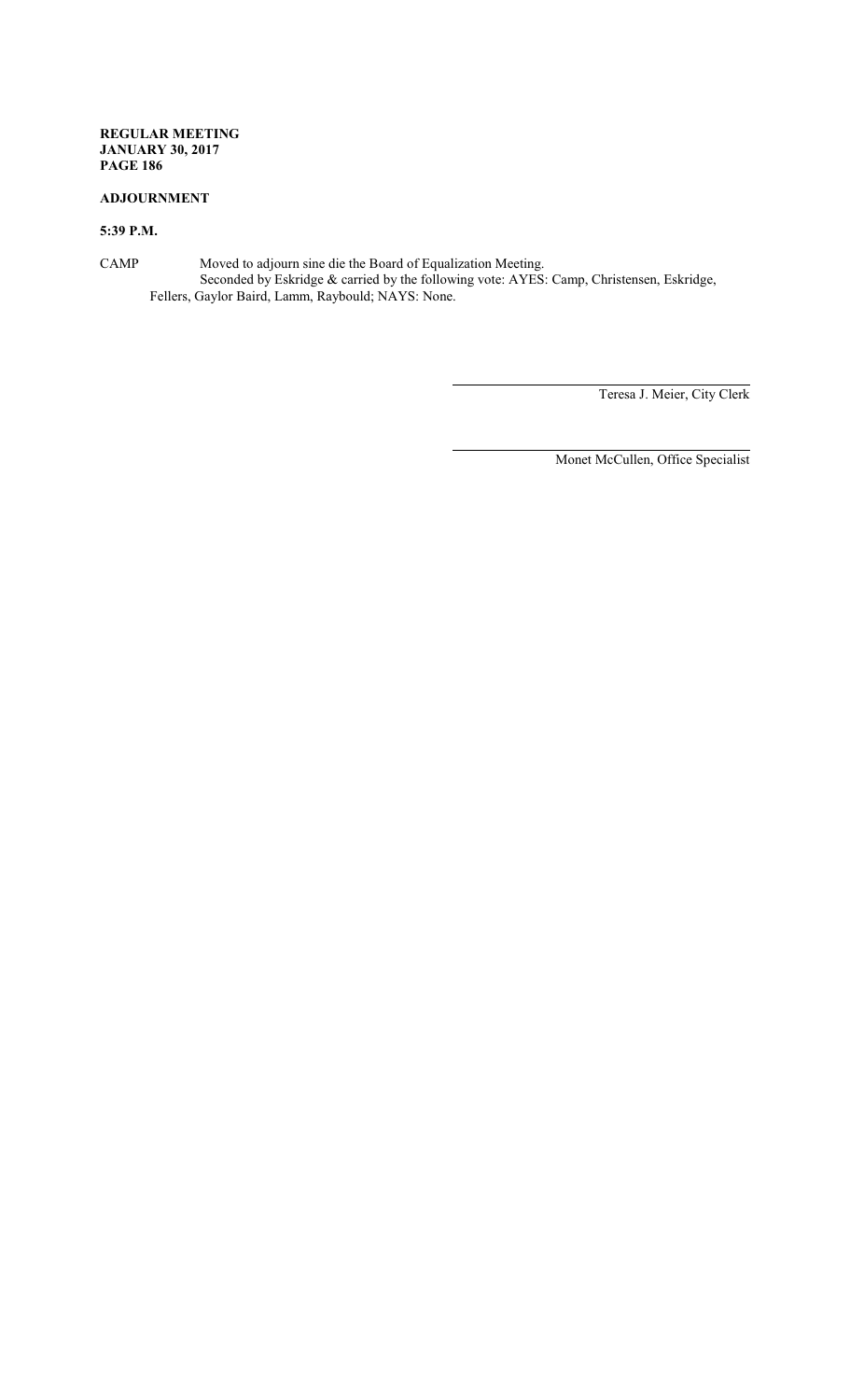## ADJOURNMENT

**5:39 P.M.**

CAMP Moved to adjourn sine die the Board of Equalization Meeting.
Seconded by Eskridge & carried by the following vote: AYES: Camp, Christensen, Eskridge, Fellers, Gaylor Baird, Lamm, Raybould; NAYS: None.

Teresa J. Meier, City Clerk

Monet McCullen, Office Specialist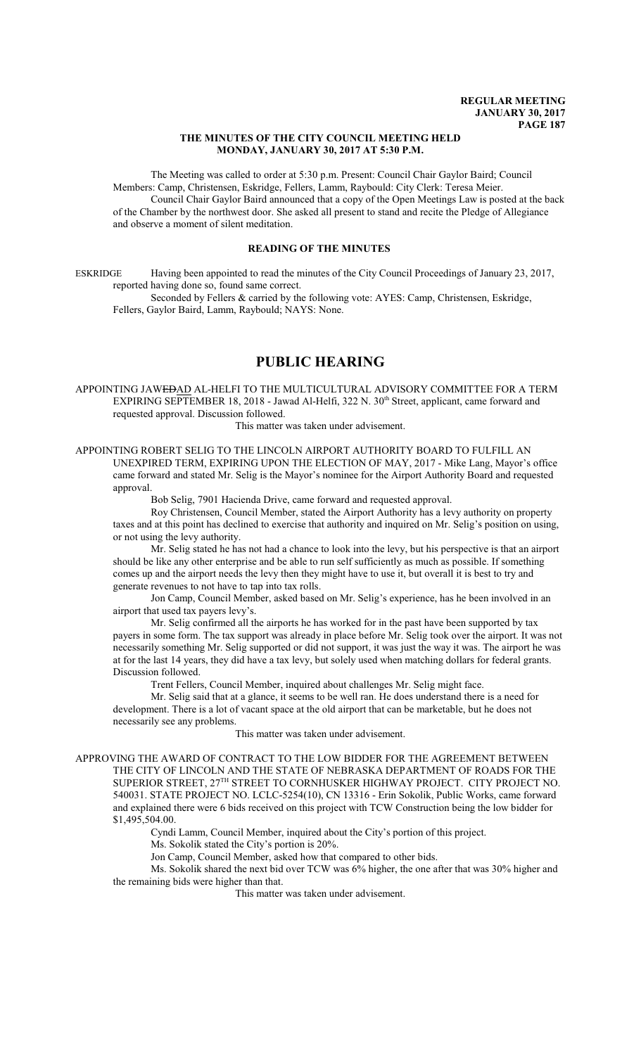**THE MINUTES OF THE CITY COUNCIL MEETING HELD MONDAY, JANUARY 30, 2017 AT 5:30 P.M.**

The Meeting was called to order at 5:30 p.m. Present: Council Chair Gaylor Baird; Council Members: Camp, Christensen, Eskridge, Fellers, Lamm, Raybould: City Clerk: Teresa Meier.

Council Chair Gaylor Baird announced that a copy of the Open Meetings Law is posted at the back of the Chamber by the northwest door. She asked all present to stand and recite the Pledge of Allegiance and observe a moment of silent meditation.

## READING OF THE MINUTES

ESKRIDGE Having been appointed to read the minutes of the City Council Proceedings of January 23, 2017, reported having done so, found same correct.

Seconded by Fellers & carried by the following vote: AYES: Camp, Christensen, Eskridge, Fellers, Gaylor Baird, Lamm, Raybould; NAYS: None.

# PUBLIC HEARING

APPOINTING JAW~~ED~~AD AL-HELFI TO THE MULTICULTURAL ADVISORY COMMITTEE FOR A TERM EXPIRING SEPTEMBER 18, 2018 - Jawad Al-Helfi, 322 N. 30th Street, applicant, came forward and requested approval. Discussion followed.

This matter was taken under advisement.

APPOINTING ROBERT SELIG TO THE LINCOLN AIRPORT AUTHORITY BOARD TO FULFILL AN UNEXPIRED TERM, EXPIRING UPON THE ELECTION OF MAY, 2017 - Mike Lang, Mayor's office came forward and stated Mr. Selig is the Mayor's nominee for the Airport Authority Board and requested approval.

Bob Selig, 7901 Hacienda Drive, came forward and requested approval.

Roy Christensen, Council Member, stated the Airport Authority has a levy authority on property taxes and at this point has declined to exercise that authority and inquired on Mr. Selig's position on using, or not using the levy authority.

Mr. Selig stated he has not had a chance to look into the levy, but his perspective is that an airport should be like any other enterprise and be able to run self sufficiently as much as possible. If something comes up and the airport needs the levy then they might have to use it, but overall it is best to try and generate revenues to not have to tap into tax rolls.

Jon Camp, Council Member, asked based on Mr. Selig's experience, has he been involved in an airport that used tax payers levy's.

Mr. Selig confirmed all the airports he has worked for in the past have been supported by tax payers in some form. The tax support was already in place before Mr. Selig took over the airport. It was not necessarily something Mr. Selig supported or did not support, it was just the way it was. The airport he was at for the last 14 years, they did have a tax levy, but solely used when matching dollars for federal grants. Discussion followed.

Trent Fellers, Council Member, inquired about challenges Mr. Selig might face.

Mr. Selig said that at a glance, it seems to be well ran. He does understand there is a need for development. There is a lot of vacant space at the old airport that can be marketable, but he does not necessarily see any problems.

This matter was taken under advisement.

APPROVING THE AWARD OF CONTRACT TO THE LOW BIDDER FOR THE AGREEMENT BETWEEN THE CITY OF LINCOLN AND THE STATE OF NEBRASKA DEPARTMENT OF ROADS FOR THE SUPERIOR STREET, 27TH STREET TO CORNHUSKER HIGHWAY PROJECT. CITY PROJECT NO. 540031. STATE PROJECT NO. LCLC-5254(10), CN 13316 - Erin Sokolik, Public Works, came forward and explained there were 6 bids received on this project with TCW Construction being the low bidder for $1,495,504.00.

Cyndi Lamm, Council Member, inquired about the City's portion of this project.

Ms. Sokolik stated the City's portion is 20%.

Jon Camp, Council Member, asked how that compared to other bids.

Ms. Sokolik shared the next bid over TCW was 6% higher, the one after that was 30% higher and the remaining bids were higher than that.

This matter was taken under advisement.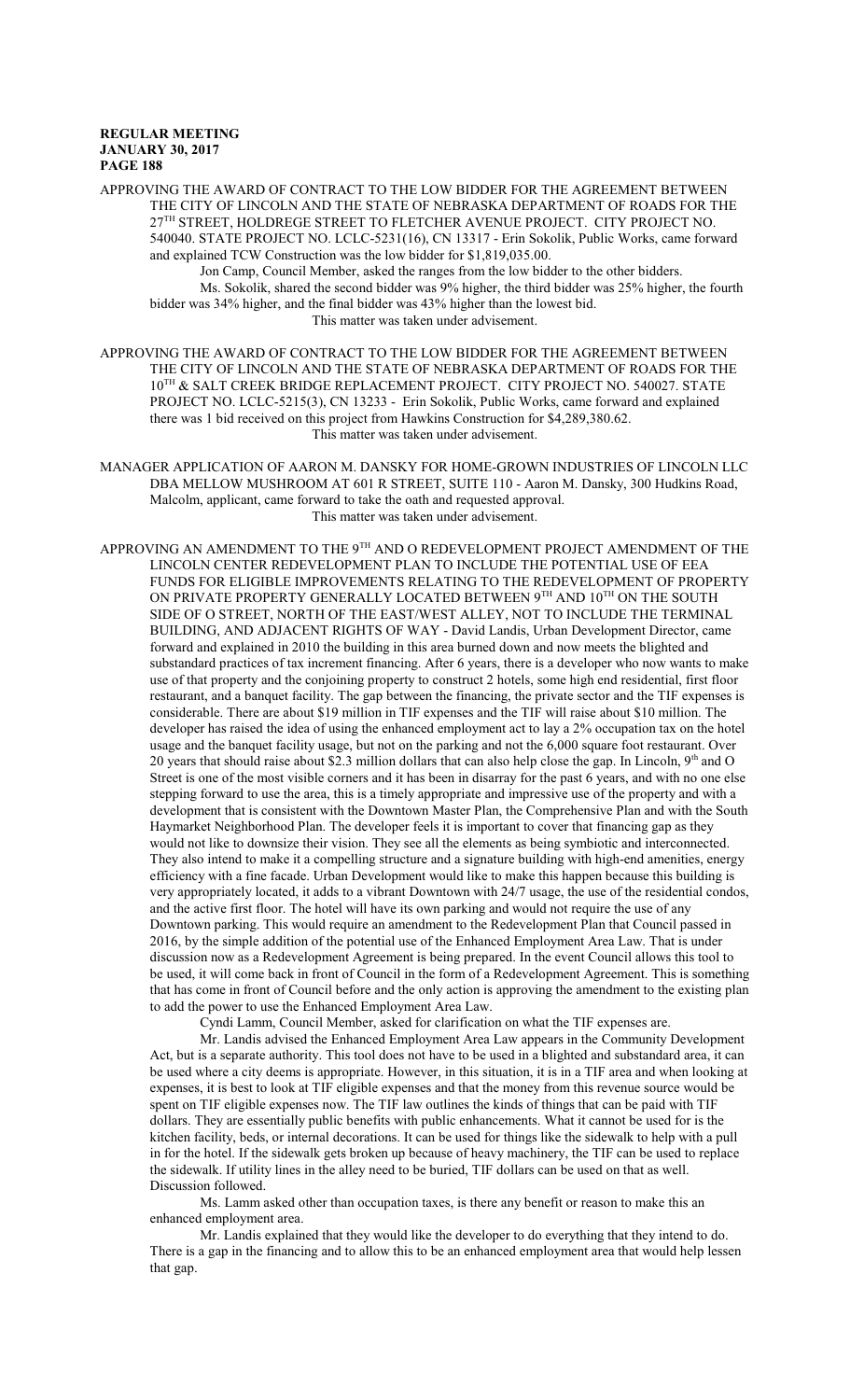APPROVING THE AWARD OF CONTRACT TO THE LOW BIDDER FOR THE AGREEMENT BETWEEN THE CITY OF LINCOLN AND THE STATE OF NEBRASKA DEPARTMENT OF ROADS FOR THE 27TH STREET, HOLDREGE STREET TO FLETCHER AVENUE PROJECT. CITY PROJECT NO. 540040. STATE PROJECT NO. LCLC-5231(16), CN 13317 - Erin Sokolik, Public Works, came forward and explained TCW Construction was the low bidder for $1,819,035.00.

Jon Camp, Council Member, asked the ranges from the low bidder to the other bidders.

Ms. Sokolik, shared the second bidder was 9% higher, the third bidder was 25% higher, the fourth bidder was 34% higher, and the final bidder was 43% higher than the lowest bid.

This matter was taken under advisement.

APPROVING THE AWARD OF CONTRACT TO THE LOW BIDDER FOR THE AGREEMENT BETWEEN THE CITY OF LINCOLN AND THE STATE OF NEBRASKA DEPARTMENT OF ROADS FOR THE 10TH & SALT CREEK BRIDGE REPLACEMENT PROJECT. CITY PROJECT NO. 540027. STATE PROJECT NO. LCLC-5215(3), CN 13233 - Erin Sokolik, Public Works, came forward and explained there was 1 bid received on this project from Hawkins Construction for $4,289,380.62.

This matter was taken under advisement.

MANAGER APPLICATION OF AARON M. DANSKY FOR HOME-GROWN INDUSTRIES OF LINCOLN LLC DBA MELLOW MUSHROOM AT 601 R STREET, SUITE 110 - Aaron M. Dansky, 300 Hudkins Road, Malcolm, applicant, came forward to take the oath and requested approval.

This matter was taken under advisement.

APPROVING AN AMENDMENT TO THE 9TH AND O REDEVELOPMENT PROJECT AMENDMENT OF THE LINCOLN CENTER REDEVELOPMENT PLAN TO INCLUDE THE POTENTIAL USE OF EEA FUNDS FOR ELIGIBLE IMPROVEMENTS RELATING TO THE REDEVELOPMENT OF PROPERTY ON PRIVATE PROPERTY GENERALLY LOCATED BETWEEN 9TH AND 10TH ON THE SOUTH SIDE OF O STREET, NORTH OF THE EAST/WEST ALLEY, NOT TO INCLUDE THE TERMINAL BUILDING, AND ADJACENT RIGHTS OF WAY - David Landis, Urban Development Director, came forward and explained in 2010 the building in this area burned down and now meets the blighted and substandard practices of tax increment financing. After 6 years, there is a developer who now wants to make use of that property and the conjoining property to construct 2 hotels, some high end residential, first floor restaurant, and a banquet facility. The gap between the financing, the private sector and the TIF expenses is considerable. There are about $19 million in TIF expenses and the TIF will raise about $10 million. The developer has raised the idea of using the enhanced employment act to lay a 2% occupation tax on the hotel usage and the banquet facility usage, but not on the parking and not the 6,000 square foot restaurant. Over 20 years that should raise about $2.3 million dollars that can also help close the gap. In Lincoln, 9th and O Street is one of the most visible corners and it has been in disarray for the past 6 years, and with no one else stepping forward to use the area, this is a timely appropriate and impressive use of the property and with a development that is consistent with the Downtown Master Plan, the Comprehensive Plan and with the South Haymarket Neighborhood Plan. The developer feels it is important to cover that financing gap as they would not like to downsize their vision. They see all the elements as being symbiotic and interconnected. They also intend to make it a compelling structure and a signature building with high-end amenities, energy efficiency with a fine facade. Urban Development would like to make this happen because this building is very appropriately located, it adds to a vibrant Downtown with 24/7 usage, the use of the residential condos, and the active first floor. The hotel will have its own parking and would not require the use of any Downtown parking. This would require an amendment to the Redevelopment Plan that Council passed in 2016, by the simple addition of the potential use of the Enhanced Employment Area Law. That is under discussion now as a Redevelopment Agreement is being prepared. In the event Council allows this tool to be used, it will come back in front of Council in the form of a Redevelopment Agreement. This is something that has come in front of Council before and the only action is approving the amendment to the existing plan to add the power to use the Enhanced Employment Area Law.

Cyndi Lamm, Council Member, asked for clarification on what the TIF expenses are.

Mr. Landis advised the Enhanced Employment Area Law appears in the Community Development Act, but is a separate authority. This tool does not have to be used in a blighted and substandard area, it can be used where a city deems is appropriate. However, in this situation, it is in a TIF area and when looking at expenses, it is best to look at TIF eligible expenses and that the money from this revenue source would be spent on TIF eligible expenses now. The TIF law outlines the kinds of things that can be paid with TIF dollars. They are essentially public benefits with public enhancements. What it cannot be used for is the kitchen facility, beds, or internal decorations. It can be used for things like the sidewalk to help with a pull in for the hotel. If the sidewalk gets broken up because of heavy machinery, the TIF can be used to replace the sidewalk. If utility lines in the alley need to be buried, TIF dollars can be used on that as well. Discussion followed.

Ms. Lamm asked other than occupation taxes, is there any benefit or reason to make this an enhanced employment area.

Mr. Landis explained that they would like the developer to do everything that they intend to do. There is a gap in the financing and to allow this to be an enhanced employment area that would help lessen that gap.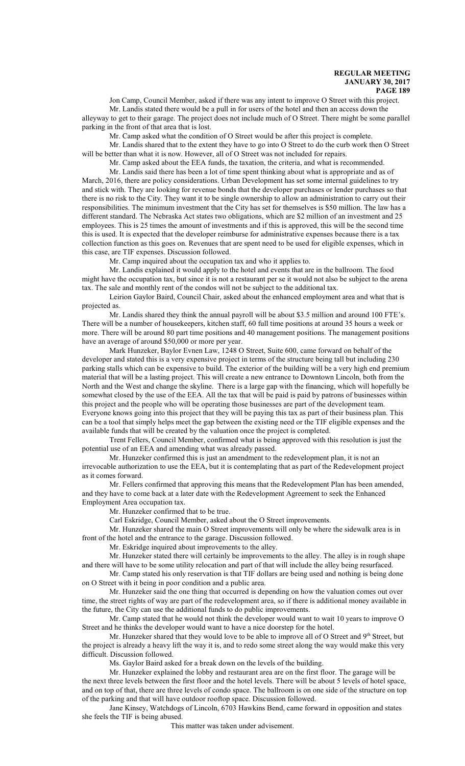Jon Camp, Council Member, asked if there was any intent to improve O Street with this project.

Mr. Landis stated there would be a pull in for users of the hotel and then an access down the alleyway to get to their garage. The project does not include much of O Street. There might be some parallel parking in the front of that area that is lost.

Mr. Camp asked what the condition of O Street would be after this project is complete.

Mr. Landis shared that to the extent they have to go into O Street to do the curb work then O Street will be better than what it is now. However, all of O Street was not included for repairs.

Mr. Camp asked about the EEA funds, the taxation, the criteria, and what is recommended.

Mr. Landis said there has been a lot of time spent thinking about what is appropriate and as of March, 2016, there are policy considerations. Urban Development has set some internal guidelines to try and stick with. They are looking for revenue bonds that the developer purchases or lender purchases so that there is no risk to the City. They want it to be single ownership to allow an administration to carry out their responsibilities. The minimum investment that the City has set for themselves is $50 million. The law has a different standard. The Nebraska Act states two obligations, which are $2 million of an investment and 25 employees. This is 25 times the amount of investments and if this is approved, this will be the second time this is used. It is expected that the developer reimburse for administrative expenses because there is a tax collection function as this goes on. Revenues that are spent need to be used for eligible expenses, which in this case, are TIF expenses. Discussion followed.

Mr. Camp inquired about the occupation tax and who it applies to.

Mr. Landis explained it would apply to the hotel and events that are in the ballroom. The food might have the occupation tax, but since it is not a restaurant per se it would not also be subject to the arena tax. The sale and monthly rent of the condos will not be subject to the additional tax.

Leirion Gaylor Baird, Council Chair, asked about the enhanced employment area and what that is projected as.

Mr. Landis shared they think the annual payroll will be about $3.5 million and around 100 FTE's. There will be a number of housekeepers, kitchen staff, 60 full time positions at around 35 hours a week or more. There will be around 80 part time positions and 40 management positions. The management positions have an average of around $50,000 or more per year.

Mark Hunzeker, Baylor Evnen Law, 1248 O Street, Suite 600, came forward on behalf of the developer and stated this is a very expensive project in terms of the structure being tall but including 230 parking stalls which can be expensive to build. The exterior of the building will be a very high end premium material that will be a lasting project. This will create a new entrance to Downtown Lincoln, both from the North and the West and change the skyline. There is a large gap with the financing, which will hopefully be somewhat closed by the use of the EEA. All the tax that will be paid is paid by patrons of businesses within this project and the people who will be operating those businesses are part of the development team. Everyone knows going into this project that they will be paying this tax as part of their business plan. This can be a tool that simply helps meet the gap between the existing need or the TIF eligible expenses and the available funds that will be created by the valuation once the project is completed.

Trent Fellers, Council Member, confirmed what is being approved with this resolution is just the potential use of an EEA and amending what was already passed.

Mr. Hunzeker confirmed this is just an amendment to the redevelopment plan, it is not an irrevocable authorization to use the EEA, but it is contemplating that as part of the Redevelopment project as it comes forward.

Mr. Fellers confirmed that approving this means that the Redevelopment Plan has been amended, and they have to come back at a later date with the Redevelopment Agreement to seek the Enhanced Employment Area occupation tax.

Mr. Hunzeker confirmed that to be true.

Carl Eskridge, Council Member, asked about the O Street improvements.

Mr. Hunzeker shared the main O Street improvements will only be where the sidewalk area is in front of the hotel and the entrance to the garage. Discussion followed.

Mr. Eskridge inquired about improvements to the alley.

Mr. Hunzeker stated there will certainly be improvements to the alley. The alley is in rough shape and there will have to be some utility relocation and part of that will include the alley being resurfaced.

Mr. Camp stated his only reservation is that TIF dollars are being used and nothing is being done on O Street with it being in poor condition and a public area.

Mr. Hunzeker said the one thing that occurred is depending on how the valuation comes out over time, the street rights of way are part of the redevelopment area, so if there is additional money available in the future, the City can use the additional funds to do public improvements.

Mr. Camp stated that he would not think the developer would want to wait 10 years to improve O Street and he thinks the developer would want to have a nice doorstep for the hotel.

Mr. Hunzeker shared that they would love to be able to improve all of O Street and 9th Street, but the project is already a heavy lift the way it is, and to redo some street along the way would make this very difficult. Discussion followed.

Ms. Gaylor Baird asked for a break down on the levels of the building.

Mr. Hunzeker explained the lobby and restaurant area are on the first floor. The garage will be the next three levels between the first floor and the hotel levels. There will be about 5 levels of hotel space, and on top of that, there are three levels of condo space. The ballroom is on one side of the structure on top of the parking and that will have outdoor rooftop space. Discussion followed.

Jane Kinsey, Watchdogs of Lincoln, 6703 Hawkins Bend, came forward in opposition and states she feels the TIF is being abused.

This matter was taken under advisement.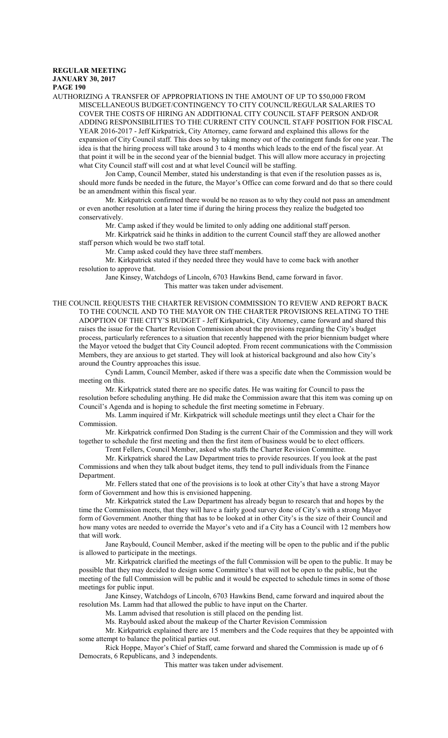AUTHORIZING A TRANSFER OF APPROPRIATIONS IN THE AMOUNT OF UP TO $50,000 FROM MISCELLANEOUS BUDGET/CONTINGENCY TO CITY COUNCIL/REGULAR SALARIES TO COVER THE COSTS OF HIRING AN ADDITIONAL CITY COUNCIL STAFF PERSON AND/OR ADDING RESPONSIBILITIES TO THE CURRENT CITY COUNCIL STAFF POSITION FOR FISCAL YEAR 2016-2017 - Jeff Kirkpatrick, City Attorney, came forward and explained this allows for the expansion of City Council staff. This does so by taking money out of the contingent funds for one year. The idea is that the hiring process will take around 3 to 4 months which leads to the end of the fiscal year. At that point it will be in the second year of the biennial budget. This will allow more accuracy in projecting what City Council staff will cost and at what level Council will be staffing.

Jon Camp, Council Member, stated his understanding is that even if the resolution passes as is, should more funds be needed in the future, the Mayor's Office can come forward and do that so there could be an amendment within this fiscal year.

Mr. Kirkpatrick confirmed there would be no reason as to why they could not pass an amendment or even another resolution at a later time if during the hiring process they realize the budgeted too conservatively.

Mr. Camp asked if they would be limited to only adding one additional staff person.

Mr. Kirkpatrick said he thinks in addition to the current Council staff they are allowed another staff person which would be two staff total.

Mr. Camp asked could they have three staff members.

Mr. Kirkpatrick stated if they needed three they would have to come back with another resolution to approve that.

Jane Kinsey, Watchdogs of Lincoln, 6703 Hawkins Bend, came forward in favor.

This matter was taken under advisement.

THE COUNCIL REQUESTS THE CHARTER REVISION COMMISSION TO REVIEW AND REPORT BACK TO THE COUNCIL AND TO THE MAYOR ON THE CHARTER PROVISIONS RELATING TO THE ADOPTION OF THE CITY'S BUDGET - Jeff Kirkpatrick, City Attorney, came forward and shared this raises the issue for the Charter Revision Commission about the provisions regarding the City's budget process, particularly references to a situation that recently happened with the prior biennium budget where the Mayor vetoed the budget that City Council adopted. From recent communications with the Commission Members, they are anxious to get started. They will look at historical background and also how City's around the Country approaches this issue.

Cyndi Lamm, Council Member, asked if there was a specific date when the Commission would be meeting on this.

Mr. Kirkpatrick stated there are no specific dates. He was waiting for Council to pass the resolution before scheduling anything. He did make the Commission aware that this item was coming up on Council's Agenda and is hoping to schedule the first meeting sometime in February.

Ms. Lamm inquired if Mr. Kirkpatrick will schedule meetings until they elect a Chair for the Commission.

Mr. Kirkpatrick confirmed Don Stading is the current Chair of the Commission and they will work together to schedule the first meeting and then the first item of business would be to elect officers.

Trent Fellers, Council Member, asked who staffs the Charter Revision Committee.

Mr. Kirkpatrick shared the Law Department tries to provide resources. If you look at the past Commissions and when they talk about budget items, they tend to pull individuals from the Finance Department.

Mr. Fellers stated that one of the provisions is to look at other City's that have a strong Mayor form of Government and how this is envisioned happening.

Mr. Kirkpatrick stated the Law Department has already begun to research that and hopes by the time the Commission meets, that they will have a fairly good survey done of City's with a strong Mayor form of Government. Another thing that has to be looked at in other City's is the size of their Council and how many votes are needed to override the Mayor's veto and if a City has a Council with 12 members how that will work.

Jane Raybould, Council Member, asked if the meeting will be open to the public and if the public is allowed to participate in the meetings.

Mr. Kirkpatrick clarified the meetings of the full Commission will be open to the public. It may be possible that they may decided to design some Committee's that will not be open to the public, but the meeting of the full Commission will be public and it would be expected to schedule times in some of those meetings for public input.

Jane Kinsey, Watchdogs of Lincoln, 6703 Hawkins Bend, came forward and inquired about the resolution Ms. Lamm had that allowed the public to have input on the Charter.

Ms. Lamm advised that resolution is still placed on the pending list.

Ms. Raybould asked about the makeup of the Charter Revision Commission

Mr. Kirkpatrick explained there are 15 members and the Code requires that they be appointed with some attempt to balance the political parties out.

Rick Hoppe, Mayor's Chief of Staff, came forward and shared the Commission is made up of 6 Democrats, 6 Republicans, and 3 independents.

This matter was taken under advisement.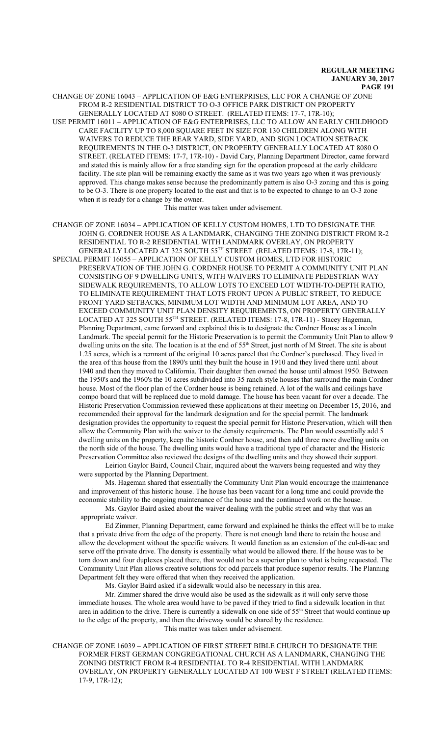CHANGE OF ZONE 16043 – APPLICATION OF E&G ENTERPRISES, LLC FOR A CHANGE OF ZONE FROM R-2 RESIDENTIAL DISTRICT TO O-3 OFFICE PARK DISTRICT ON PROPERTY GENERALLY LOCATED AT 8080 O STREET. (RELATED ITEMS: 17-7, 17R-10);

USE PERMIT 16011 – APPLICATION OF E&G ENTERPRISES, LLC TO ALLOW AN EARLY CHILDHOOD CARE FACILITY UP TO 8,000 SQUARE FEET IN SIZE FOR 130 CHILDREN ALONG WITH WAIVERS TO REDUCE THE REAR YARD, SIDE YARD, AND SIGN LOCATION SETBACK REQUIREMENTS IN THE O-3 DISTRICT, ON PROPERTY GENERALLY LOCATED AT 8080 O STREET. (RELATED ITEMS: 17-7, 17R-10) - David Cary, Planning Department Director, came forward and stated this is mainly allow for a free standing sign for the operation proposed at the early childcare facility. The site plan will be remaining exactly the same as it was two years ago when it was previously approved. This change makes sense because the predominantly pattern is also O-3 zoning and this is going to be O-3. There is one property located to the east and that is to be expected to change to an O-3 zone when it is ready for a change by the owner.

This matter was taken under advisement.

CHANGE OF ZONE 16034 – APPLICATION OF KELLY CUSTOM HOMES, LTD TO DESIGNATE THE JOHN G. CORDNER HOUSE AS A LANDMARK, CHANGING THE ZONING DISTRICT FROM R-2 RESIDENTIAL TO R-2 RESIDENTIAL WITH LANDMARK OVERLAY, ON PROPERTY GENERALLY LOCATED AT 325 SOUTH 55TH STREET (RELATED ITEMS: 17-8, 17R-11);

SPECIAL PERMIT 16055 – APPLICATION OF KELLY CUSTOM HOMES, LTD FOR HISTORIC PRESERVATION OF THE JOHN G. CORDNER HOUSE TO PERMIT A COMMUNITY UNIT PLAN CONSISTING OF 9 DWELLING UNITS, WITH WAIVERS TO ELIMINATE PEDESTRIAN WAY SIDEWALK REQUIREMENTS, TO ALLOW LOTS TO EXCEED LOT WIDTH-TO-DEPTH RATIO, TO ELIMINATE REQUIREMENT THAT LOTS FRONT UPON A PUBLIC STREET, TO REDUCE FRONT YARD SETBACKS, MINIMUM LOT WIDTH AND MINIMUM LOT AREA, AND TO EXCEED COMMUNITY UNIT PLAN DENSITY REQUIREMENTS, ON PROPERTY GENERALLY LOCATED AT 325 SOUTH 55TH STREET. (RELATED ITEMS: 17-8, 17R-11) - Stacey Hageman, Planning Department, came forward and explained this is to designate the Cordner House as a Lincoln Landmark. The special permit for the Historic Preservation is to permit the Community Unit Plan to allow 9 dwelling units on the site. The location is at the end of 55th Street, just north of M Street. The site is about 1.25 acres, which is a remnant of the original 10 acres parcel that the Cordner's purchased. They lived in the area of this house from the 1890's until they built the house in 1910 and they lived there until about 1940 and then they moved to California. Their daughter then owned the house until almost 1950. Between the 1950's and the 1960's the 10 acres subdivided into 35 ranch style houses that surround the main Cordner house. Most of the floor plan of the Cordner house is being retained. A lot of the walls and ceilings have compo board that will be replaced due to mold damage. The house has been vacant for over a decade. The Historic Preservation Commission reviewed these applications at their meeting on December 15, 2016, and recommended their approval for the landmark designation and for the special permit. The landmark designation provides the opportunity to request the special permit for Historic Preservation, which will then allow the Community Plan with the waiver to the density requirements. The Plan would essentially add 5 dwelling units on the property, keep the historic Cordner house, and then add three more dwelling units on the north side of the house. The dwelling units would have a traditional type of character and the Historic Preservation Committee also reviewed the designs of the dwelling units and they showed their support.

Leirion Gaylor Baird, Council Chair, inquired about the waivers being requested and why they were supported by the Planning Department.

Ms. Hageman shared that essentially the Community Unit Plan would encourage the maintenance and improvement of this historic house. The house has been vacant for a long time and could provide the economic stability to the ongoing maintenance of the house and the continued work on the house.

Ms. Gaylor Baird asked about the waiver dealing with the public street and why that was an appropriate waiver.

Ed Zimmer, Planning Department, came forward and explained he thinks the effect will be to make that a private drive from the edge of the property. There is not enough land there to retain the house and allow the development without the specific waivers. It would function as an extension of the cul-di-sac and serve off the private drive. The density is essentially what would be allowed there. If the house was to be torn down and four duplexes placed there, that would not be a superior plan to what is being requested. The Community Unit Plan allows creative solutions for odd parcels that produce superior results. The Planning Department felt they were offered that when they received the application.

Ms. Gaylor Baird asked if a sidewalk would also be necessary in this area.

Mr. Zimmer shared the drive would also be used as the sidewalk as it will only serve those immediate houses. The whole area would have to be paved if they tried to find a sidewalk location in that area in addition to the drive. There is currently a sidewalk on one side of 55th Street that would continue up to the edge of the property, and then the driveway would be shared by the residence.

This matter was taken under advisement.

CHANGE OF ZONE 16039 – APPLICATION OF FIRST STREET BIBLE CHURCH TO DESIGNATE THE FORMER FIRST GERMAN CONGREGATIONAL CHURCH AS A LANDMARK, CHANGING THE ZONING DISTRICT FROM R-4 RESIDENTIAL TO R-4 RESIDENTIAL WITH LANDMARK OVERLAY, ON PROPERTY GENERALLY LOCATED AT 100 WEST F STREET (RELATED ITEMS: 17-9, 17R-12);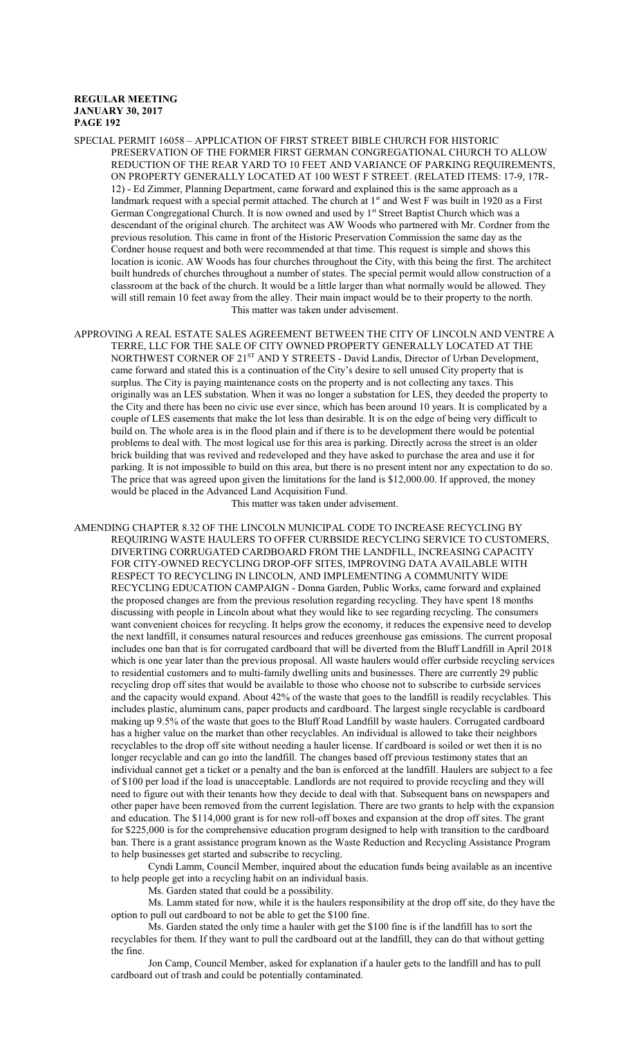SPECIAL PERMIT 16058 – APPLICATION OF FIRST STREET BIBLE CHURCH FOR HISTORIC PRESERVATION OF THE FORMER FIRST GERMAN CONGREGATIONAL CHURCH TO ALLOW REDUCTION OF THE REAR YARD TO 10 FEET AND VARIANCE OF PARKING REQUIREMENTS, ON PROPERTY GENERALLY LOCATED AT 100 WEST F STREET. (RELATED ITEMS: 17-9, 17R-12) - Ed Zimmer, Planning Department, came forward and explained this is the same approach as a landmark request with a special permit attached. The church at 1st and West F was built in 1920 as a First German Congregational Church. It is now owned and used by 1st Street Baptist Church which was a descendant of the original church. The architect was AW Woods who partnered with Mr. Cordner from the previous resolution. This came in front of the Historic Preservation Commission the same day as the Cordner house request and both were recommended at that time. This request is simple and shows this location is iconic. AW Woods has four churches throughout the City, with this being the first. The architect built hundreds of churches throughout a number of states. The special permit would allow construction of a classroom at the back of the church. It would be a little larger than what normally would be allowed. They will still remain 10 feet away from the alley. Their main impact would be to their property to the north.

This matter was taken under advisement.

APPROVING A REAL ESTATE SALES AGREEMENT BETWEEN THE CITY OF LINCOLN AND VENTRE A TERRE, LLC FOR THE SALE OF CITY OWNED PROPERTY GENERALLY LOCATED AT THE NORTHWEST CORNER OF 21ST AND Y STREETS - David Landis, Director of Urban Development, came forward and stated this is a continuation of the City's desire to sell unused City property that is surplus. The City is paying maintenance costs on the property and is not collecting any taxes. This originally was an LES substation. When it was no longer a substation for LES, they deeded the property to the City and there has been no civic use ever since, which has been around 10 years. It is complicated by a couple of LES easements that make the lot less than desirable. It is on the edge of being very difficult to build on. The whole area is in the flood plain and if there is to be development there would be potential problems to deal with. The most logical use for this area is parking. Directly across the street is an older brick building that was revived and redeveloped and they have asked to purchase the area and use it for parking. It is not impossible to build on this area, but there is no present intent nor any expectation to do so. The price that was agreed upon given the limitations for the land is $12,000.00. If approved, the money would be placed in the Advanced Land Acquisition Fund.

This matter was taken under advisement.

AMENDING CHAPTER 8.32 OF THE LINCOLN MUNICIPAL CODE TO INCREASE RECYCLING BY REQUIRING WASTE HAULERS TO OFFER CURBSIDE RECYCLING SERVICE TO CUSTOMERS, DIVERTING CORRUGATED CARDBOARD FROM THE LANDFILL, INCREASING CAPACITY FOR CITY-OWNED RECYCLING DROP-OFF SITES, IMPROVING DATA AVAILABLE WITH RESPECT TO RECYCLING IN LINCOLN, AND IMPLEMENTING A COMMUNITY WIDE RECYCLING EDUCATION CAMPAIGN - Donna Garden, Public Works, came forward and explained the proposed changes are from the previous resolution regarding recycling. They have spent 18 months discussing with people in Lincoln about what they would like to see regarding recycling. The consumers want convenient choices for recycling. It helps grow the economy, it reduces the expensive need to develop the next landfill, it consumes natural resources and reduces greenhouse gas emissions. The current proposal includes one ban that is for corrugated cardboard that will be diverted from the Bluff Landfill in April 2018 which is one year later than the previous proposal. All waste haulers would offer curbside recycling services to residential customers and to multi-family dwelling units and businesses. There are currently 29 public recycling drop off sites that would be available to those who choose not to subscribe to curbside services and the capacity would expand. About 42% of the waste that goes to the landfill is readily recyclables. This includes plastic, aluminum cans, paper products and cardboard. The largest single recyclable is cardboard making up 9.5% of the waste that goes to the Bluff Road Landfill by waste haulers. Corrugated cardboard has a higher value on the market than other recyclables. An individual is allowed to take their neighbors recyclables to the drop off site without needing a hauler license. If cardboard is soiled or wet then it is no longer recyclable and can go into the landfill. The changes based off previous testimony states that an individual cannot get a ticket or a penalty and the ban is enforced at the landfill. Haulers are subject to a fee of $100 per load if the load is unacceptable. Landlords are not required to provide recycling and they will need to figure out with their tenants how they decide to deal with that. Subsequent bans on newspapers and other paper have been removed from the current legislation. There are two grants to help with the expansion and education. The $114,000 grant is for new roll-off boxes and expansion at the drop off sites. The grant for $225,000 is for the comprehensive education program designed to help with transition to the cardboard ban. There is a grant assistance program known as the Waste Reduction and Recycling Assistance Program to help businesses get started and subscribe to recycling.

Cyndi Lamm, Council Member, inquired about the education funds being available as an incentive to help people get into a recycling habit on an individual basis.

Ms. Garden stated that could be a possibility.

Ms. Lamm stated for now, while it is the haulers responsibility at the drop off site, do they have the option to pull out cardboard to not be able to get the $100 fine.

Ms. Garden stated the only time a hauler with get the $100 fine is if the landfill has to sort the recyclables for them. If they want to pull the cardboard out at the landfill, they can do that without getting the fine.

Jon Camp, Council Member, asked for explanation if a hauler gets to the landfill and has to pull cardboard out of trash and could be potentially contaminated.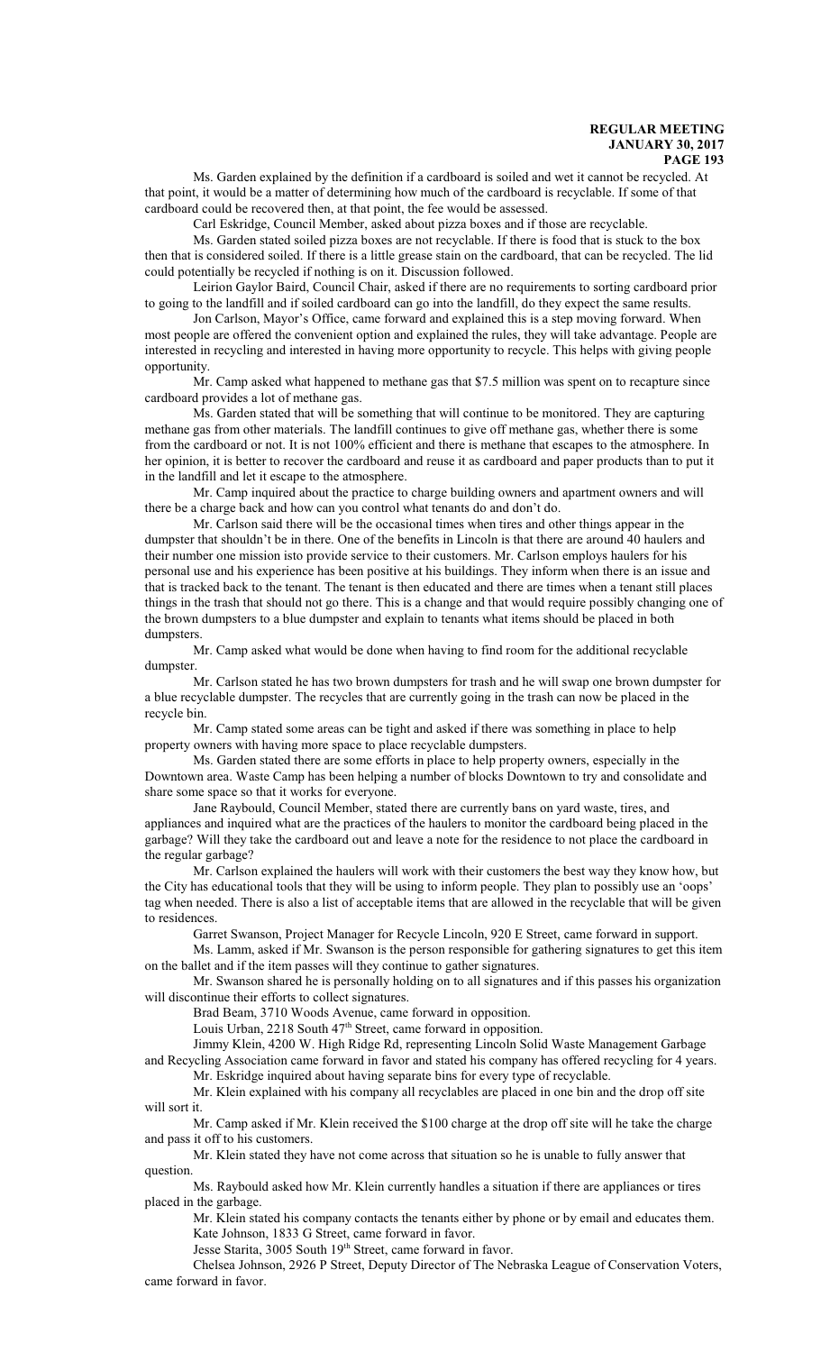Ms. Garden explained by the definition if a cardboard is soiled and wet it cannot be recycled. At that point, it would be a matter of determining how much of the cardboard is recyclable. If some of that cardboard could be recovered then, at that point, the fee would be assessed.

Carl Eskridge, Council Member, asked about pizza boxes and if those are recyclable.

Ms. Garden stated soiled pizza boxes are not recyclable. If there is food that is stuck to the box then that is considered soiled. If there is a little grease stain on the cardboard, that can be recycled. The lid could potentially be recycled if nothing is on it. Discussion followed.

Leirion Gaylor Baird, Council Chair, asked if there are no requirements to sorting cardboard prior to going to the landfill and if soiled cardboard can go into the landfill, do they expect the same results.

Jon Carlson, Mayor's Office, came forward and explained this is a step moving forward. When most people are offered the convenient option and explained the rules, they will take advantage. People are interested in recycling and interested in having more opportunity to recycle. This helps with giving people opportunity.

Mr. Camp asked what happened to methane gas that $7.5 million was spent on to recapture since cardboard provides a lot of methane gas.

Ms. Garden stated that will be something that will continue to be monitored. They are capturing methane gas from other materials. The landfill continues to give off methane gas, whether there is some from the cardboard or not. It is not 100% efficient and there is methane that escapes to the atmosphere. In her opinion, it is better to recover the cardboard and reuse it as cardboard and paper products than to put it in the landfill and let it escape to the atmosphere.

Mr. Camp inquired about the practice to charge building owners and apartment owners and will there be a charge back and how can you control what tenants do and don't do.

Mr. Carlson said there will be the occasional times when tires and other things appear in the dumpster that shouldn't be in there. One of the benefits in Lincoln is that there are around 40 haulers and their number one mission isto provide service to their customers. Mr. Carlson employs haulers for his personal use and his experience has been positive at his buildings. They inform when there is an issue and that is tracked back to the tenant. The tenant is then educated and there are times when a tenant still places things in the trash that should not go there. This is a change and that would require possibly changing one of the brown dumpsters to a blue dumpster and explain to tenants what items should be placed in both dumpsters.

Mr. Camp asked what would be done when having to find room for the additional recyclable dumpster.

Mr. Carlson stated he has two brown dumpsters for trash and he will swap one brown dumpster for a blue recyclable dumpster. The recycles that are currently going in the trash can now be placed in the recycle bin.

Mr. Camp stated some areas can be tight and asked if there was something in place to help property owners with having more space to place recyclable dumpsters.

Ms. Garden stated there are some efforts in place to help property owners, especially in the Downtown area. Waste Camp has been helping a number of blocks Downtown to try and consolidate and share some space so that it works for everyone.

Jane Raybould, Council Member, stated there are currently bans on yard waste, tires, and appliances and inquired what are the practices of the haulers to monitor the cardboard being placed in the garbage? Will they take the cardboard out and leave a note for the residence to not place the cardboard in the regular garbage?

Mr. Carlson explained the haulers will work with their customers the best way they know how, but the City has educational tools that they will be using to inform people. They plan to possibly use an 'oops' tag when needed. There is also a list of acceptable items that are allowed in the recyclable that will be given to residences.

Garret Swanson, Project Manager for Recycle Lincoln, 920 E Street, came forward in support.

Ms. Lamm, asked if Mr. Swanson is the person responsible for gathering signatures to get this item on the ballet and if the item passes will they continue to gather signatures.

Mr. Swanson shared he is personally holding on to all signatures and if this passes his organization will discontinue their efforts to collect signatures.

Brad Beam, 3710 Woods Avenue, came forward in opposition.

Louis Urban, 2218 South 47th Street, came forward in opposition.

Jimmy Klein, 4200 W. High Ridge Rd, representing Lincoln Solid Waste Management Garbage and Recycling Association came forward in favor and stated his company has offered recycling for 4 years.

Mr. Eskridge inquired about having separate bins for every type of recyclable.

Mr. Klein explained with his company all recyclables are placed in one bin and the drop off site will sort it.

Mr. Camp asked if Mr. Klein received the $100 charge at the drop off site will he take the charge and pass it off to his customers.

Mr. Klein stated they have not come across that situation so he is unable to fully answer that question.

Ms. Raybould asked how Mr. Klein currently handles a situation if there are appliances or tires placed in the garbage.

Mr. Klein stated his company contacts the tenants either by phone or by email and educates them.

Kate Johnson, 1833 G Street, came forward in favor.

Jesse Starita, 3005 South 19th Street, came forward in favor.

Chelsea Johnson, 2926 P Street, Deputy Director of The Nebraska League of Conservation Voters, came forward in favor.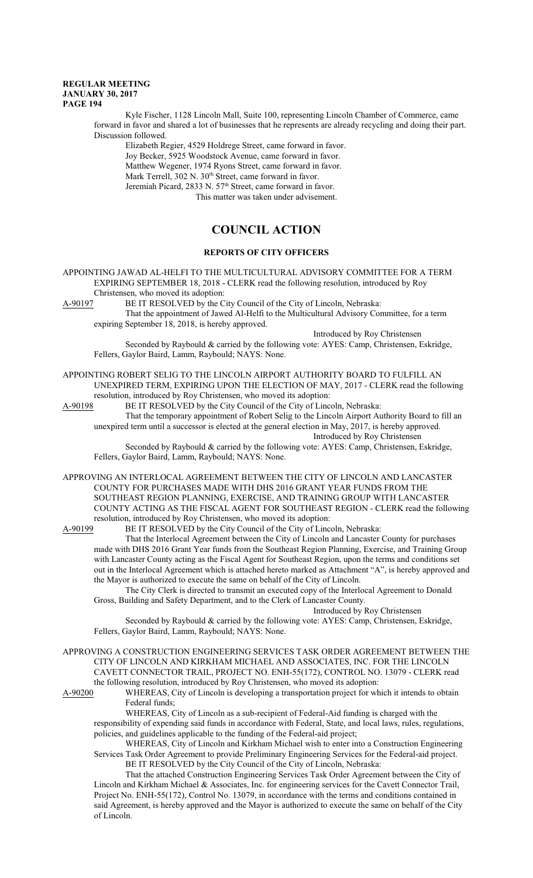Kyle Fischer, 1128 Lincoln Mall, Suite 100, representing Lincoln Chamber of Commerce, came forward in favor and shared a lot of businesses that he represents are already recycling and doing their part. Discussion followed.

Elizabeth Regier, 4529 Holdrege Street, came forward in favor.
Joy Becker, 5925 Woodstock Avenue, came forward in favor.
Matthew Wegener, 1974 Ryons Street, came forward in favor.
Mark Terrell, 302 N. 30th Street, came forward in favor.
Jeremiah Picard, 2833 N. 57th Street, came forward in favor.
This matter was taken under advisement.

# COUNCIL ACTION

## REPORTS OF CITY OFFICERS

APPOINTING JAWAD AL-HELFI TO THE MULTICULTURAL ADVISORY COMMITTEE FOR A TERM EXPIRING SEPTEMBER 18, 2018 - CLERK read the following resolution, introduced by Roy Christensen, who moved its adoption:

A-90197 BE IT RESOLVED by the City Council of the City of Lincoln, Nebraska:

That the appointment of Jawed Al-Helfi to the Multicultural Advisory Committee, for a term expiring September 18, 2018, is hereby approved.

Introduced by Roy Christensen

Seconded by Raybould & carried by the following vote: AYES: Camp, Christensen, Eskridge, Fellers, Gaylor Baird, Lamm, Raybould; NAYS: None.

APPOINTING ROBERT SELIG TO THE LINCOLN AIRPORT AUTHORITY BOARD TO FULFILL AN UNEXPIRED TERM, EXPIRING UPON THE ELECTION OF MAY, 2017 - CLERK read the following resolution, introduced by Roy Christensen, who moved its adoption:

A-90198 BE IT RESOLVED by the City Council of the City of Lincoln, Nebraska:

That the temporary appointment of Robert Selig to the Lincoln Airport Authority Board to fill an unexpired term until a successor is elected at the general election in May, 2017, is hereby approved.

Introduced by Roy Christensen

Seconded by Raybould & carried by the following vote: AYES: Camp, Christensen, Eskridge, Fellers, Gaylor Baird, Lamm, Raybould; NAYS: None.

APPROVING AN INTERLOCAL AGREEMENT BETWEEN THE CITY OF LINCOLN AND LANCASTER COUNTY FOR PURCHASES MADE WITH DHS 2016 GRANT YEAR FUNDS FROM THE SOUTHEAST REGION PLANNING, EXERCISE, AND TRAINING GROUP WITH LANCASTER COUNTY ACTING AS THE FISCAL AGENT FOR SOUTHEAST REGION - CLERK read the following resolution, introduced by Roy Christensen, who moved its adoption:

A-90199 BE IT RESOLVED by the City Council of the City of Lincoln, Nebraska:

That the Interlocal Agreement between the City of Lincoln and Lancaster County for purchases made with DHS 2016 Grant Year funds from the Southeast Region Planning, Exercise, and Training Group with Lancaster County acting as the Fiscal Agent for Southeast Region, upon the terms and conditions set out in the Interlocal Agreement which is attached hereto marked as Attachment "A", is hereby approved and the Mayor is authorized to execute the same on behalf of the City of Lincoln.

The City Clerk is directed to transmit an executed copy of the Interlocal Agreement to Donald Gross, Building and Safety Department, and to the Clerk of Lancaster County.

Introduced by Roy Christensen

Seconded by Raybould & carried by the following vote: AYES: Camp, Christensen, Eskridge, Fellers, Gaylor Baird, Lamm, Raybould; NAYS: None.

APPROVING A CONSTRUCTION ENGINEERING SERVICES TASK ORDER AGREEMENT BETWEEN THE CITY OF LINCOLN AND KIRKHAM MICHAEL AND ASSOCIATES, INC. FOR THE LINCOLN CAVETT CONNECTOR TRAIL, PROJECT NO. ENH-55(172), CONTROL NO. 13079 - CLERK read the following resolution, introduced by Roy Christensen, who moved its adoption:

A-90200 WHEREAS, City of Lincoln is developing a transportation project for which it intends to obtain Federal funds;

WHEREAS, City of Lincoln as a sub-recipient of Federal-Aid funding is charged with the responsibility of expending said funds in accordance with Federal, State, and local laws, rules, regulations, policies, and guidelines applicable to the funding of the Federal-aid project;

WHEREAS, City of Lincoln and Kirkham Michael wish to enter into a Construction Engineering Services Task Order Agreement to provide Preliminary Engineering Services for the Federal-aid project.

BE IT RESOLVED by the City Council of the City of Lincoln, Nebraska:

That the attached Construction Engineering Services Task Order Agreement between the City of Lincoln and Kirkham Michael & Associates, Inc. for engineering services for the Cavett Connector Trail, Project No. ENH-55(172), Control No. 13079, in accordance with the terms and conditions contained in said Agreement, is hereby approved and the Mayor is authorized to execute the same on behalf of the City of Lincoln.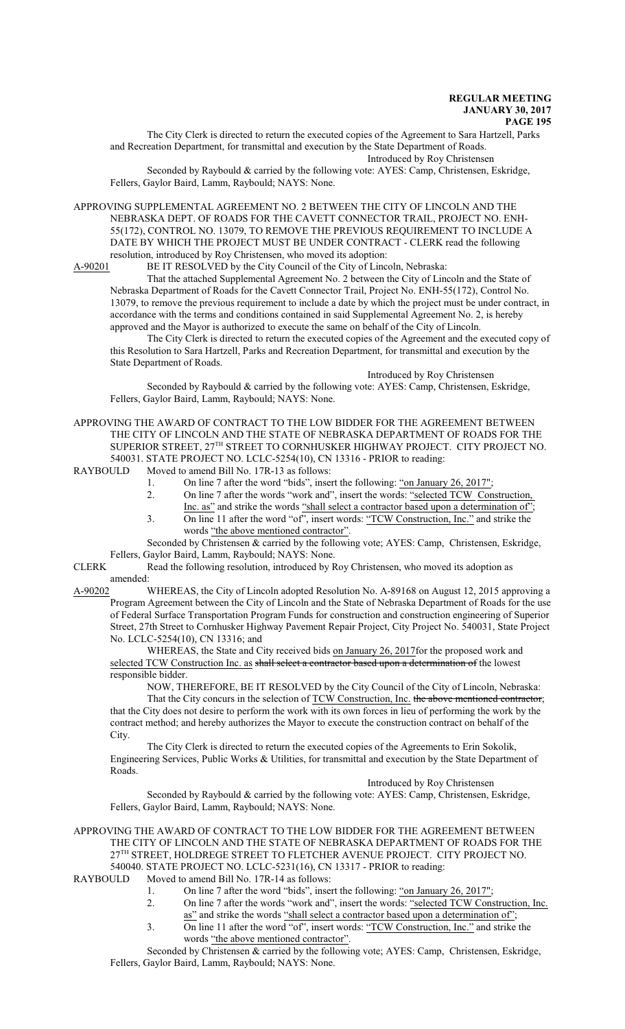The City Clerk is directed to return the executed copies of the Agreement to Sara Hartzell, Parks and Recreation Department, for transmittal and execution by the State Department of Roads.

Introduced by Roy Christensen

Seconded by Raybould & carried by the following vote: AYES: Camp, Christensen, Eskridge, Fellers, Gaylor Baird, Lamm, Raybould; NAYS: None.

APPROVING SUPPLEMENTAL AGREEMENT NO. 2 BETWEEN THE CITY OF LINCOLN AND THE NEBRASKA DEPT. OF ROADS FOR THE CAVETT CONNECTOR TRAIL, PROJECT NO. ENH-55(172), CONTROL NO. 13079, TO REMOVE THE PREVIOUS REQUIREMENT TO INCLUDE A DATE BY WHICH THE PROJECT MUST BE UNDER CONTRACT - CLERK read the following resolution, introduced by Roy Christensen, who moved its adoption:

A-90201 BE IT RESOLVED by the City Council of the City of Lincoln, Nebraska:

That the attached Supplemental Agreement No. 2 between the City of Lincoln and the State of Nebraska Department of Roads for the Cavett Connector Trail, Project No. ENH-55(172), Control No. 13079, to remove the previous requirement to include a date by which the project must be under contract, in accordance with the terms and conditions contained in said Supplemental Agreement No. 2, is hereby approved and the Mayor is authorized to execute the same on behalf of the City of Lincoln.

The City Clerk is directed to return the executed copies of the Agreement and the executed copy of this Resolution to Sara Hartzell, Parks and Recreation Department, for transmittal and execution by the State Department of Roads.

Introduced by Roy Christensen

Seconded by Raybould & carried by the following vote: AYES: Camp, Christensen, Eskridge, Fellers, Gaylor Baird, Lamm, Raybould; NAYS: None.

APPROVING THE AWARD OF CONTRACT TO THE LOW BIDDER FOR THE AGREEMENT BETWEEN THE CITY OF LINCOLN AND THE STATE OF NEBRASKA DEPARTMENT OF ROADS FOR THE SUPERIOR STREET, 27TH STREET TO CORNHUSKER HIGHWAY PROJECT. CITY PROJECT NO. 540031. STATE PROJECT NO. LCLC-5254(10), CN 13316 - PRIOR to reading:

RAYBOULD Moved to amend Bill No. 17R-13 as follows:

1. On line 7 after the word "bids", insert the following: "on January 26, 2017";
2. On line 7 after the words "work and", insert the words: "selected TCW Construction, Inc. as" and strike the words "shall select a contractor based upon a determination of";
3. On line 11 after the word "of", insert words: "TCW Construction, Inc." and strike the words "the above mentioned contractor".

Seconded by Christensen & carried by the following vote; AYES: Camp, Christensen, Eskridge, Fellers, Gaylor Baird, Lamm, Raybould; NAYS: None.

CLERK Read the following resolution, introduced by Roy Christensen, who moved its adoption as amended:

A-90202 WHEREAS, the City of Lincoln adopted Resolution No. A-89168 on August 12, 2015 approving a Program Agreement between the City of Lincoln and the State of Nebraska Department of Roads for the use of Federal Surface Transportation Program Funds for construction and construction engineering of Superior Street, 27th Street to Cornhusker Highway Pavement Repair Project, City Project No. 540031, State Project No. LCLC-5254(10), CN 13316; and

WHEREAS, the State and City received bids on January 26, 2017for the proposed work and selected TCW Construction Inc. as ~~shall select a contractor based upon a determination of~~ the lowest responsible bidder.

NOW, THEREFORE, BE IT RESOLVED by the City Council of the City of Lincoln, Nebraska:

That the City concurs in the selection of TCW Construction, Inc. ~~the above mentioned contractor~~; that the City does not desire to perform the work with its own forces in lieu of performing the work by the contract method; and hereby authorizes the Mayor to execute the construction contract on behalf of the City.

The City Clerk is directed to return the executed copies of the Agreements to Erin Sokolik, Engineering Services, Public Works & Utilities, for transmittal and execution by the State Department of Roads.

Introduced by Roy Christensen

Seconded by Raybould & carried by the following vote: AYES: Camp, Christensen, Eskridge, Fellers, Gaylor Baird, Lamm, Raybould; NAYS: None.

APPROVING THE AWARD OF CONTRACT TO THE LOW BIDDER FOR THE AGREEMENT BETWEEN THE CITY OF LINCOLN AND THE STATE OF NEBRASKA DEPARTMENT OF ROADS FOR THE 27TH STREET, HOLDREGE STREET TO FLETCHER AVENUE PROJECT. CITY PROJECT NO. 540040. STATE PROJECT NO. LCLC-5231(16), CN 13317 - PRIOR to reading:

RAYBOULD Moved to amend Bill No. 17R-14 as follows:

1. On line 7 after the word "bids", insert the following: "on January 26, 2017";
2. On line 7 after the words "work and", insert the words: "selected TCW Construction, Inc. as" and strike the words "shall select a contractor based upon a determination of";
3. On line 11 after the word "of", insert words: "TCW Construction, Inc." and strike the words "the above mentioned contractor".

Seconded by Christensen & carried by the following vote; AYES: Camp, Christensen, Eskridge, Fellers, Gaylor Baird, Lamm, Raybould; NAYS: None.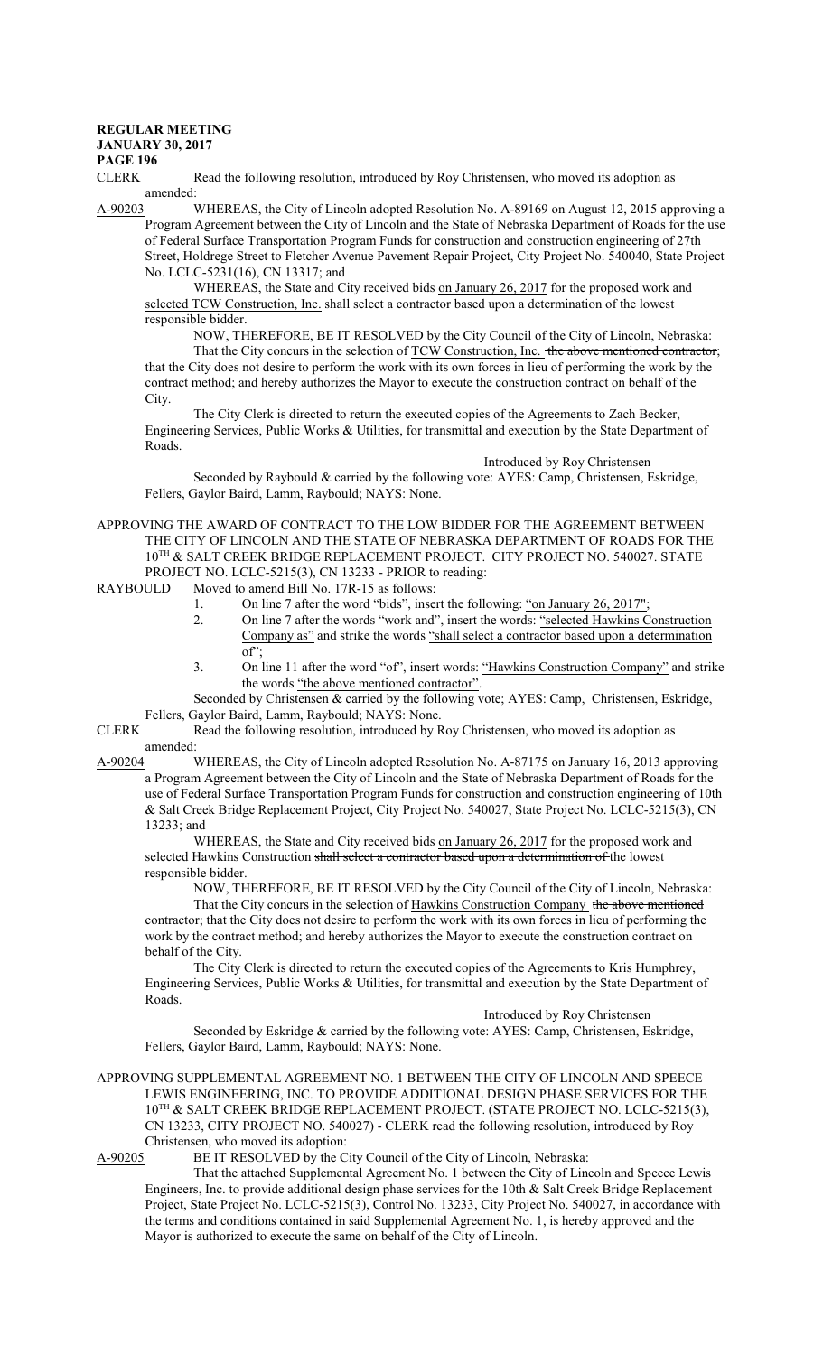CLERK Read the following resolution, introduced by Roy Christensen, who moved its adoption as amended:

A-90203 WHEREAS, the City of Lincoln adopted Resolution No. A-89169 on August 12, 2015 approving a Program Agreement between the City of Lincoln and the State of Nebraska Department of Roads for the use of Federal Surface Transportation Program Funds for construction and construction engineering of 27th Street, Holdrege Street to Fletcher Avenue Pavement Repair Project, City Project No. 540040, State Project No. LCLC-5231(16), CN 13317; and

WHEREAS, the State and City received bids on January 26, 2017 for the proposed work and selected TCW Construction, Inc. ~~shall select a contractor based upon a determination of~~ the lowest responsible bidder.

NOW, THEREFORE, BE IT RESOLVED by the City Council of the City of Lincoln, Nebraska:

That the City concurs in the selection of TCW Construction, Inc. ~~the above mentioned contractor~~; that the City does not desire to perform the work with its own forces in lieu of performing the work by the contract method; and hereby authorizes the Mayor to execute the construction contract on behalf of the City.

The City Clerk is directed to return the executed copies of the Agreements to Zach Becker, Engineering Services, Public Works & Utilities, for transmittal and execution by the State Department of Roads.

Introduced by Roy Christensen

Seconded by Raybould & carried by the following vote: AYES: Camp, Christensen, Eskridge, Fellers, Gaylor Baird, Lamm, Raybould; NAYS: None.

APPROVING THE AWARD OF CONTRACT TO THE LOW BIDDER FOR THE AGREEMENT BETWEEN THE CITY OF LINCOLN AND THE STATE OF NEBRASKA DEPARTMENT OF ROADS FOR THE 10TH & SALT CREEK BRIDGE REPLACEMENT PROJECT. CITY PROJECT NO. 540027. STATE PROJECT NO. LCLC-5215(3), CN 13233 - PRIOR to reading:

RAYBOULD Moved to amend Bill No. 17R-15 as follows:

1. On line 7 after the word "bids", insert the following: "on January 26, 2017";
2. On line 7 after the words "work and", insert the words: "selected Hawkins Construction Company as" and strike the words "shall select a contractor based upon a determination of";
3. On line 11 after the word "of", insert words: "Hawkins Construction Company" and strike the words "the above mentioned contractor".

Seconded by Christensen & carried by the following vote; AYES: Camp, Christensen, Eskridge, Fellers, Gaylor Baird, Lamm, Raybould; NAYS: None.

CLERK Read the following resolution, introduced by Roy Christensen, who moved its adoption as amended:

A-90204 WHEREAS, the City of Lincoln adopted Resolution No. A-87175 on January 16, 2013 approving a Program Agreement between the City of Lincoln and the State of Nebraska Department of Roads for the use of Federal Surface Transportation Program Funds for construction and construction engineering of 10th & Salt Creek Bridge Replacement Project, City Project No. 540027, State Project No. LCLC-5215(3), CN 13233; and

WHEREAS, the State and City received bids on January 26, 2017 for the proposed work and selected Hawkins Construction ~~shall select a contractor based upon a determination of~~ the lowest responsible bidder.

NOW, THEREFORE, BE IT RESOLVED by the City Council of the City of Lincoln, Nebraska:

That the City concurs in the selection of Hawkins Construction Company ~~the above mentioned contractor~~; that the City does not desire to perform the work with its own forces in lieu of performing the work by the contract method; and hereby authorizes the Mayor to execute the construction contract on behalf of the City.

The City Clerk is directed to return the executed copies of the Agreements to Kris Humphrey, Engineering Services, Public Works & Utilities, for transmittal and execution by the State Department of Roads.

Introduced by Roy Christensen

Seconded by Eskridge & carried by the following vote: AYES: Camp, Christensen, Eskridge, Fellers, Gaylor Baird, Lamm, Raybould; NAYS: None.

APPROVING SUPPLEMENTAL AGREEMENT NO. 1 BETWEEN THE CITY OF LINCOLN AND SPEECE LEWIS ENGINEERING, INC. TO PROVIDE ADDITIONAL DESIGN PHASE SERVICES FOR THE 10TH & SALT CREEK BRIDGE REPLACEMENT PROJECT. (STATE PROJECT NO. LCLC-5215(3), CN 13233, CITY PROJECT NO. 540027) - CLERK read the following resolution, introduced by Roy Christensen, who moved its adoption:

A-90205 BE IT RESOLVED by the City Council of the City of Lincoln, Nebraska:

That the attached Supplemental Agreement No. 1 between the City of Lincoln and Speece Lewis Engineers, Inc. to provide additional design phase services for the 10th & Salt Creek Bridge Replacement Project, State Project No. LCLC-5215(3), Control No. 13233, City Project No. 540027, in accordance with the terms and conditions contained in said Supplemental Agreement No. 1, is hereby approved and the Mayor is authorized to execute the same on behalf of the City of Lincoln.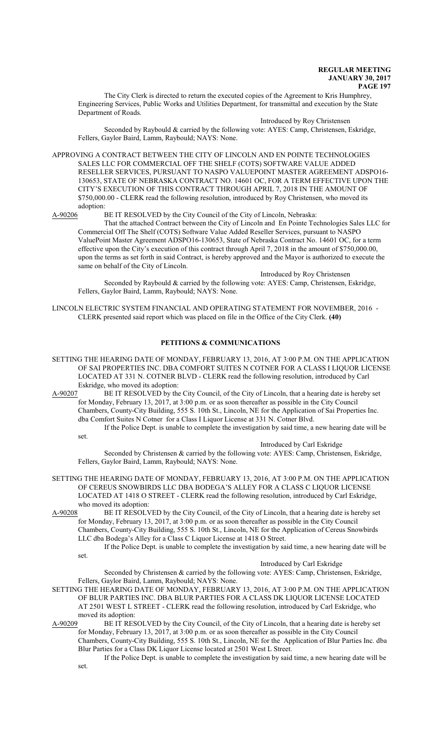The City Clerk is directed to return the executed copies of the Agreement to Kris Humphrey, Engineering Services, Public Works and Utilities Department, for transmittal and execution by the State Department of Roads.

Introduced by Roy Christensen

Seconded by Raybould & carried by the following vote: AYES: Camp, Christensen, Eskridge, Fellers, Gaylor Baird, Lamm, Raybould; NAYS: None.

APPROVING A CONTRACT BETWEEN THE CITY OF LINCOLN AND EN POINTE TECHNOLOGIES SALES LLC FOR COMMERCIAL OFF THE SHELF (COTS) SOFTWARE VALUE ADDED RESELLER SERVICES, PURSUANT TO NASPO VALUEPOINT MASTER AGREEMENT ADSPO16-130653, STATE OF NEBRASKA CONTRACT NO. 14601 OC, FOR A TERM EFFECTIVE UPON THE CITY'S EXECUTION OF THIS CONTRACT THROUGH APRIL 7, 2018 IN THE AMOUNT OF $750,000.00 - CLERK read the following resolution, introduced by Roy Christensen, who moved its adoption:

A-90206 BE IT RESOLVED by the City Council of the City of Lincoln, Nebraska:

That the attached Contract between the City of Lincoln and En Pointe Technologies Sales LLC for Commercial Off The Shelf (COTS) Software Value Added Reseller Services, pursuant to NASPO ValuePoint Master Agreement ADSPO16-130653, State of Nebraska Contract No. 14601 OC, for a term effective upon the City's execution of this contract through April 7, 2018 in the amount of $750,000.00, upon the terms as set forth in said Contract, is hereby approved and the Mayor is authorized to execute the same on behalf of the City of Lincoln.

Introduced by Roy Christensen

Seconded by Raybould & carried by the following vote: AYES: Camp, Christensen, Eskridge, Fellers, Gaylor Baird, Lamm, Raybould; NAYS: None.

LINCOLN ELECTRIC SYSTEM FINANCIAL AND OPERATING STATEMENT FOR NOVEMBER, 2016 - CLERK presented said report which was placed on file in the Office of the City Clerk. **(40)**

## PETITIONS & COMMUNICATIONS

SETTING THE HEARING DATE OF MONDAY, FEBRUARY 13, 2016, AT 3:00 P.M. ON THE APPLICATION OF SAI PROPERTIES INC. DBA COMFORT SUITES N COTNER FOR A CLASS I LIQUOR LICENSE LOCATED AT 331 N. COTNER BLVD - CLERK read the following resolution, introduced by Carl Eskridge, who moved its adoption:

A-90207 BE IT RESOLVED by the City Council, of the City of Lincoln, that a hearing date is hereby set for Monday, February 13, 2017, at 3:00 p.m. or as soon thereafter as possible in the City Council Chambers, County-City Building, 555 S. 10th St., Lincoln, NE for the Application of Sai Properties Inc. dba Comfort Suites N Cotner for a Class I Liquor License at 331 N. Cotner Blvd.

If the Police Dept. is unable to complete the investigation by said time, a new hearing date will be set.

Introduced by Carl Eskridge

Seconded by Christensen & carried by the following vote: AYES: Camp, Christensen, Eskridge, Fellers, Gaylor Baird, Lamm, Raybould; NAYS: None.

SETTING THE HEARING DATE OF MONDAY, FEBRUARY 13, 2016, AT 3:00 P.M. ON THE APPLICATION OF CEREUS SNOWBIRDS LLC DBA BODEGA'S ALLEY FOR A CLASS C LIQUOR LICENSE LOCATED AT 1418 O STREET - CLERK read the following resolution, introduced by Carl Eskridge, who moved its adoption:

A-90208 BE IT RESOLVED by the City Council, of the City of Lincoln, that a hearing date is hereby set for Monday, February 13, 2017, at 3:00 p.m. or as soon thereafter as possible in the City Council Chambers, County-City Building, 555 S. 10th St., Lincoln, NE for the Application of Cereus Snowbirds LLC dba Bodega's Alley for a Class C Liquor License at 1418 O Street.

If the Police Dept. is unable to complete the investigation by said time, a new hearing date will be set.

Introduced by Carl Eskridge

Seconded by Christensen & carried by the following vote: AYES: Camp, Christensen, Eskridge, Fellers, Gaylor Baird, Lamm, Raybould; NAYS: None.

SETTING THE HEARING DATE OF MONDAY, FEBRUARY 13, 2016, AT 3:00 P.M. ON THE APPLICATION OF BLUR PARTIES INC. DBA BLUR PARTIES FOR A CLASS DK LIQUOR LICENSE LOCATED AT 2501 WEST L STREET - CLERK read the following resolution, introduced by Carl Eskridge, who moved its adoption:

A-90209 BE IT RESOLVED by the City Council, of the City of Lincoln, that a hearing date is hereby set for Monday, February 13, 2017, at 3:00 p.m. or as soon thereafter as possible in the City Council Chambers, County-City Building, 555 S. 10th St., Lincoln, NE for the Application of Blur Parties Inc. dba Blur Parties for a Class DK Liquor License located at 2501 West L Street.

If the Police Dept. is unable to complete the investigation by said time, a new hearing date will be set.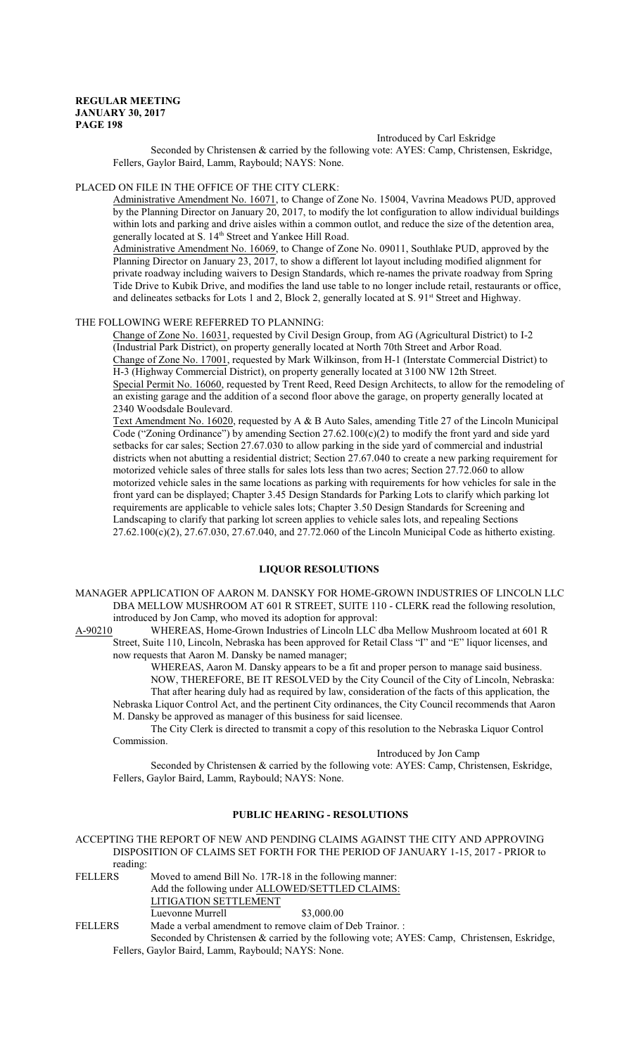Introduced by Carl Eskridge

Seconded by Christensen & carried by the following vote: AYES: Camp, Christensen, Eskridge, Fellers, Gaylor Baird, Lamm, Raybould; NAYS: None.

PLACED ON FILE IN THE OFFICE OF THE CITY CLERK:

Administrative Amendment No. 16071, to Change of Zone No. 15004, Vavrina Meadows PUD, approved by the Planning Director on January 20, 2017, to modify the lot configuration to allow individual buildings within lots and parking and drive aisles within a common outlot, and reduce the size of the detention area, generally located at S. 14th Street and Yankee Hill Road.

Administrative Amendment No. 16069, to Change of Zone No. 09011, Southlake PUD, approved by the Planning Director on January 23, 2017, to show a different lot layout including modified alignment for private roadway including waivers to Design Standards, which re-names the private roadway from Spring Tide Drive to Kubik Drive, and modifies the land use table to no longer include retail, restaurants or office, and delineates setbacks for Lots 1 and 2, Block 2, generally located at S. 91st Street and Highway.

THE FOLLOWING WERE REFERRED TO PLANNING:

Change of Zone No. 16031, requested by Civil Design Group, from AG (Agricultural District) to I-2 (Industrial Park District), on property generally located at North 70th Street and Arbor Road.

Change of Zone No. 17001, requested by Mark Wilkinson, from H-1 (Interstate Commercial District) to H-3 (Highway Commercial District), on property generally located at 3100 NW 12th Street.

Special Permit No. 16060, requested by Trent Reed, Reed Design Architects, to allow for the remodeling of an existing garage and the addition of a second floor above the garage, on property generally located at 2340 Woodsdale Boulevard.

Text Amendment No. 16020, requested by A & B Auto Sales, amending Title 27 of the Lincoln Municipal Code ("Zoning Ordinance") by amending Section 27.62.100(c)(2) to modify the front yard and side yard setbacks for car sales; Section 27.67.030 to allow parking in the side yard of commercial and industrial districts when not abutting a residential district; Section 27.67.040 to create a new parking requirement for motorized vehicle sales of three stalls for sales lots less than two acres; Section 27.72.060 to allow motorized vehicle sales in the same locations as parking with requirements for how vehicles for sale in the front yard can be displayed; Chapter 3.45 Design Standards for Parking Lots to clarify which parking lot requirements are applicable to vehicle sales lots; Chapter 3.50 Design Standards for Screening and Landscaping to clarify that parking lot screen applies to vehicle sales lots, and repealing Sections 27.62.100(c)(2), 27.67.030, 27.67.040, and 27.72.060 of the Lincoln Municipal Code as hitherto existing.

## LIQUOR RESOLUTIONS

MANAGER APPLICATION OF AARON M. DANSKY FOR HOME-GROWN INDUSTRIES OF LINCOLN LLC DBA MELLOW MUSHROOM AT 601 R STREET, SUITE 110 - CLERK read the following resolution, introduced by Jon Camp, who moved its adoption for approval:

A-90210 WHEREAS, Home-Grown Industries of Lincoln LLC dba Mellow Mushroom located at 601 R Street, Suite 110, Lincoln, Nebraska has been approved for Retail Class "I" and "E" liquor licenses, and now requests that Aaron M. Dansky be named manager;

WHEREAS, Aaron M. Dansky appears to be a fit and proper person to manage said business.

NOW, THEREFORE, BE IT RESOLVED by the City Council of the City of Lincoln, Nebraska:

That after hearing duly had as required by law, consideration of the facts of this application, the Nebraska Liquor Control Act, and the pertinent City ordinances, the City Council recommends that Aaron M. Dansky be approved as manager of this business for said licensee.

The City Clerk is directed to transmit a copy of this resolution to the Nebraska Liquor Control Commission.

Introduced by Jon Camp

Seconded by Christensen & carried by the following vote: AYES: Camp, Christensen, Eskridge, Fellers, Gaylor Baird, Lamm, Raybould; NAYS: None.

## PUBLIC HEARING - RESOLUTIONS

ACCEPTING THE REPORT OF NEW AND PENDING CLAIMS AGAINST THE CITY AND APPROVING DISPOSITION OF CLAIMS SET FORTH FOR THE PERIOD OF JANUARY 1-15, 2017 - PRIOR to reading:

FELLERS Moved to amend Bill No. 17R-18 in the following manner:
Add the following under ALLOWED/SETTLED CLAIMS:
LITIGATION SETTLEMENT
Luevonne Murrell $3,000.00

FELLERS Made a verbal amendment to remove claim of Deb Trainor. :
Seconded by Christensen & carried by the following vote; AYES: Camp, Christensen, Eskridge, Fellers, Gaylor Baird, Lamm, Raybould; NAYS: None.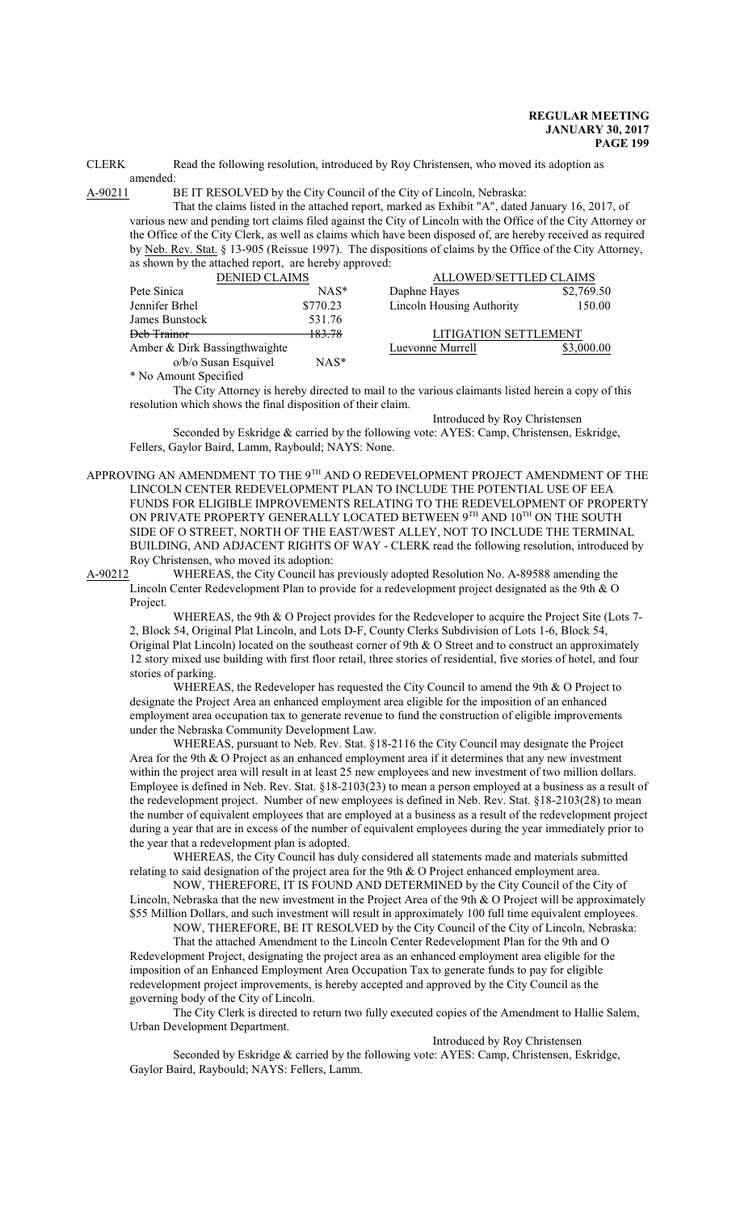CLERK Read the following resolution, introduced by Roy Christensen, who moved its adoption as amended:

A-90211 BE IT RESOLVED by the City Council of the City of Lincoln, Nebraska:

That the claims listed in the attached report, marked as Exhibit "A", dated January 16, 2017, of various new and pending tort claims filed against the City of Lincoln with the Office of the City Attorney or the Office of the City Clerk, as well as claims which have been disposed of, are hereby received as required by Neb. Rev. Stat. § 13-905 (Reissue 1997). The dispositions of claims by the Office of the City Attorney, as shown by the attached report, are hereby approved:

| DENIED CLAIMS | | ALLOWED/SETTLED CLAIMS | |
|---|---|---|---|
| Pete Sinica | NAS* | Daphne Hayes | $2,769.50 |
| Jennifer Brhel | $770.23 | Lincoln Housing Authority | 150.00 |
| James Bunstock | 531.76 | | |
| ~~Deb Trainor~~ | ~~183.78~~ | LITIGATION SETTLEMENT | |
| Amber & Dirk Bassingthwaighte o/b/o Susan Esquivel | NAS* | Luevonne Murrell | $3,000.00 |

\* No Amount Specified

The City Attorney is hereby directed to mail to the various claimants listed herein a copy of this resolution which shows the final disposition of their claim.

Introduced by Roy Christensen

Seconded by Eskridge & carried by the following vote: AYES: Camp, Christensen, Eskridge, Fellers, Gaylor Baird, Lamm, Raybould; NAYS: None.

APPROVING AN AMENDMENT TO THE 9TH AND O REDEVELOPMENT PROJECT AMENDMENT OF THE LINCOLN CENTER REDEVELOPMENT PLAN TO INCLUDE THE POTENTIAL USE OF EEA FUNDS FOR ELIGIBLE IMPROVEMENTS RELATING TO THE REDEVELOPMENT OF PROPERTY ON PRIVATE PROPERTY GENERALLY LOCATED BETWEEN 9TH AND 10TH ON THE SOUTH SIDE OF O STREET, NORTH OF THE EAST/WEST ALLEY, NOT TO INCLUDE THE TERMINAL BUILDING, AND ADJACENT RIGHTS OF WAY - CLERK read the following resolution, introduced by Roy Christensen, who moved its adoption:

A-90212 WHEREAS, the City Council has previously adopted Resolution No. A-89588 amending the Lincoln Center Redevelopment Plan to provide for a redevelopment project designated as the 9th & O Project.

WHEREAS, the 9th & O Project provides for the Redeveloper to acquire the Project Site (Lots 7-2, Block 54, Original Plat Lincoln, and Lots D-F, County Clerks Subdivision of Lots 1-6, Block 54, Original Plat Lincoln) located on the southeast corner of 9th & O Street and to construct an approximately 12 story mixed use building with first floor retail, three stories of residential, five stories of hotel, and four stories of parking.

WHEREAS, the Redeveloper has requested the City Council to amend the 9th & O Project to designate the Project Area an enhanced employment area eligible for the imposition of an enhanced employment area occupation tax to generate revenue to fund the construction of eligible improvements under the Nebraska Community Development Law.

WHEREAS, pursuant to Neb. Rev. Stat. §18-2116 the City Council may designate the Project Area for the 9th & O Project as an enhanced employment area if it determines that any new investment within the project area will result in at least 25 new employees and new investment of two million dollars. Employee is defined in Neb. Rev. Stat. §18-2103(23) to mean a person employed at a business as a result of the redevelopment project. Number of new employees is defined in Neb. Rev. Stat. §18-2103(28) to mean the number of equivalent employees that are employed at a business as a result of the redevelopment project during a year that are in excess of the number of equivalent employees during the year immediately prior to the year that a redevelopment plan is adopted.

WHEREAS, the City Council has duly considered all statements made and materials submitted relating to said designation of the project area for the 9th & O Project enhanced employment area.

NOW, THEREFORE, IT IS FOUND AND DETERMINED by the City Council of the City of Lincoln, Nebraska that the new investment in the Project Area of the 9th & O Project will be approximately $55 Million Dollars, and such investment will result in approximately 100 full time equivalent employees.

NOW, THEREFORE, BE IT RESOLVED by the City Council of the City of Lincoln, Nebraska:

That the attached Amendment to the Lincoln Center Redevelopment Plan for the 9th and O Redevelopment Project, designating the project area as an enhanced employment area eligible for the imposition of an Enhanced Employment Area Occupation Tax to generate funds to pay for eligible redevelopment project improvements, is hereby accepted and approved by the City Council as the governing body of the City of Lincoln.

The City Clerk is directed to return two fully executed copies of the Amendment to Hallie Salem, Urban Development Department.

Introduced by Roy Christensen

Seconded by Eskridge & carried by the following vote: AYES: Camp, Christensen, Eskridge, Gaylor Baird, Raybould; NAYS: Fellers, Lamm.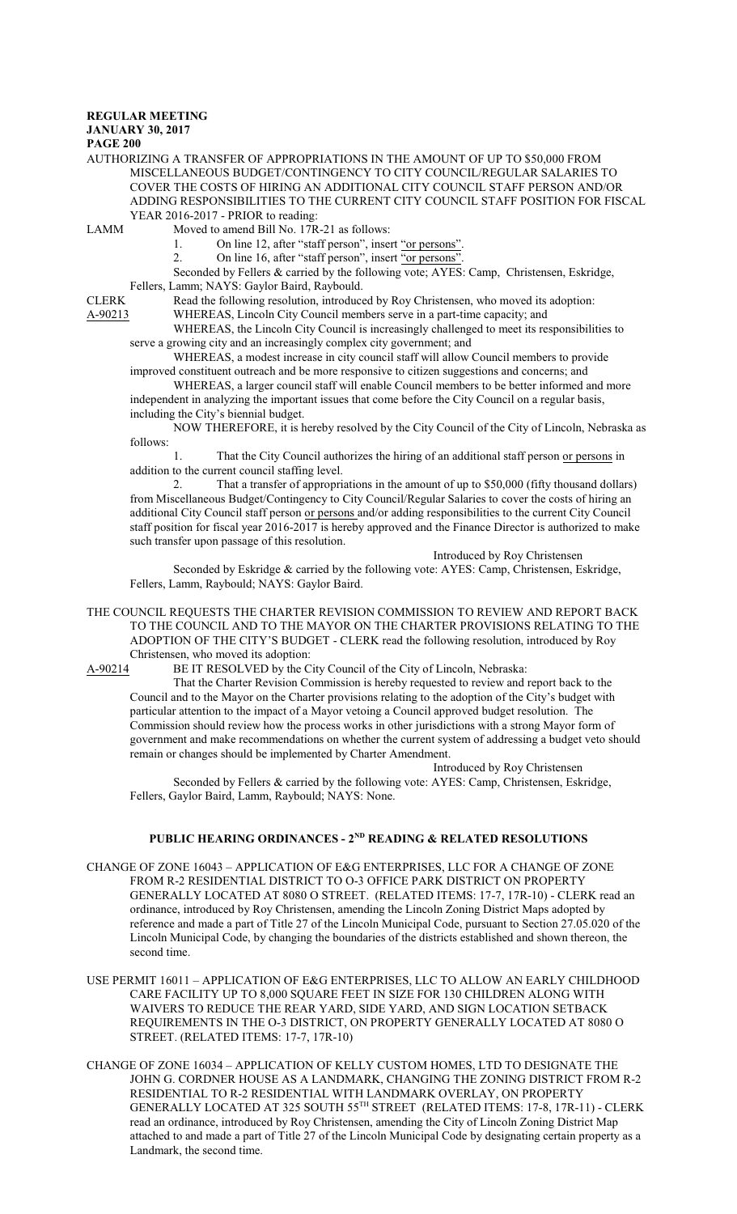AUTHORIZING A TRANSFER OF APPROPRIATIONS IN THE AMOUNT OF UP TO $50,000 FROM MISCELLANEOUS BUDGET/CONTINGENCY TO CITY COUNCIL/REGULAR SALARIES TO COVER THE COSTS OF HIRING AN ADDITIONAL CITY COUNCIL STAFF PERSON AND/OR ADDING RESPONSIBILITIES TO THE CURRENT CITY COUNCIL STAFF POSITION FOR FISCAL YEAR 2016-2017 - PRIOR to reading:

LAMM Moved to amend Bill No. 17R-21 as follows:

1. On line 12, after "staff person", insert "or persons".
2. On line 16, after "staff person", insert "or persons".

Seconded by Fellers & carried by the following vote; AYES: Camp, Christensen, Eskridge, Fellers, Lamm; NAYS: Gaylor Baird, Raybould.

CLERK Read the following resolution, introduced by Roy Christensen, who moved its adoption:

A-90213 WHEREAS, Lincoln City Council members serve in a part-time capacity; and

WHEREAS, the Lincoln City Council is increasingly challenged to meet its responsibilities to serve a growing city and an increasingly complex city government; and

WHEREAS, a modest increase in city council staff will allow Council members to provide improved constituent outreach and be more responsive to citizen suggestions and concerns; and

WHEREAS, a larger council staff will enable Council members to be better informed and more independent in analyzing the important issues that come before the City Council on a regular basis, including the City's biennial budget.

NOW THEREFORE, it is hereby resolved by the City Council of the City of Lincoln, Nebraska as follows:

1. That the City Council authorizes the hiring of an additional staff person or persons in addition to the current council staffing level.
2. That a transfer of appropriations in the amount of up to $50,000 (fifty thousand dollars) from Miscellaneous Budget/Contingency to City Council/Regular Salaries to cover the costs of hiring an additional City Council staff person or persons and/or adding responsibilities to the current City Council staff position for fiscal year 2016-2017 is hereby approved and the Finance Director is authorized to make such transfer upon passage of this resolution.

Introduced by Roy Christensen

Seconded by Eskridge & carried by the following vote: AYES: Camp, Christensen, Eskridge, Fellers, Lamm, Raybould; NAYS: Gaylor Baird.

THE COUNCIL REQUESTS THE CHARTER REVISION COMMISSION TO REVIEW AND REPORT BACK TO THE COUNCIL AND TO THE MAYOR ON THE CHARTER PROVISIONS RELATING TO THE ADOPTION OF THE CITY'S BUDGET - CLERK read the following resolution, introduced by Roy Christensen, who moved its adoption:

A-90214 BE IT RESOLVED by the City Council of the City of Lincoln, Nebraska:

That the Charter Revision Commission is hereby requested to review and report back to the Council and to the Mayor on the Charter provisions relating to the adoption of the City's budget with particular attention to the impact of a Mayor vetoing a Council approved budget resolution. The Commission should review how the process works in other jurisdictions with a strong Mayor form of government and make recommendations on whether the current system of addressing a budget veto should remain or changes should be implemented by Charter Amendment.

Introduced by Roy Christensen

Seconded by Fellers & carried by the following vote: AYES: Camp, Christensen, Eskridge, Fellers, Gaylor Baird, Lamm, Raybould; NAYS: None.

## PUBLIC HEARING ORDINANCES - 2ND READING & RELATED RESOLUTIONS

CHANGE OF ZONE 16043 – APPLICATION OF E&G ENTERPRISES, LLC FOR A CHANGE OF ZONE FROM R-2 RESIDENTIAL DISTRICT TO O-3 OFFICE PARK DISTRICT ON PROPERTY GENERALLY LOCATED AT 8080 O STREET. (RELATED ITEMS: 17-7, 17R-10) - CLERK read an ordinance, introduced by Roy Christensen, amending the Lincoln Zoning District Maps adopted by reference and made a part of Title 27 of the Lincoln Municipal Code, pursuant to Section 27.05.020 of the Lincoln Municipal Code, by changing the boundaries of the districts established and shown thereon, the second time.

USE PERMIT 16011 – APPLICATION OF E&G ENTERPRISES, LLC TO ALLOW AN EARLY CHILDHOOD CARE FACILITY UP TO 8,000 SQUARE FEET IN SIZE FOR 130 CHILDREN ALONG WITH WAIVERS TO REDUCE THE REAR YARD, SIDE YARD, AND SIGN LOCATION SETBACK REQUIREMENTS IN THE O-3 DISTRICT, ON PROPERTY GENERALLY LOCATED AT 8080 O STREET. (RELATED ITEMS: 17-7, 17R-10)

CHANGE OF ZONE 16034 – APPLICATION OF KELLY CUSTOM HOMES, LTD TO DESIGNATE THE JOHN G. CORDNER HOUSE AS A LANDMARK, CHANGING THE ZONING DISTRICT FROM R-2 RESIDENTIAL TO R-2 RESIDENTIAL WITH LANDMARK OVERLAY, ON PROPERTY GENERALLY LOCATED AT 325 SOUTH 55TH STREET (RELATED ITEMS: 17-8, 17R-11) - CLERK read an ordinance, introduced by Roy Christensen, amending the City of Lincoln Zoning District Map attached to and made a part of Title 27 of the Lincoln Municipal Code by designating certain property as a Landmark, the second time.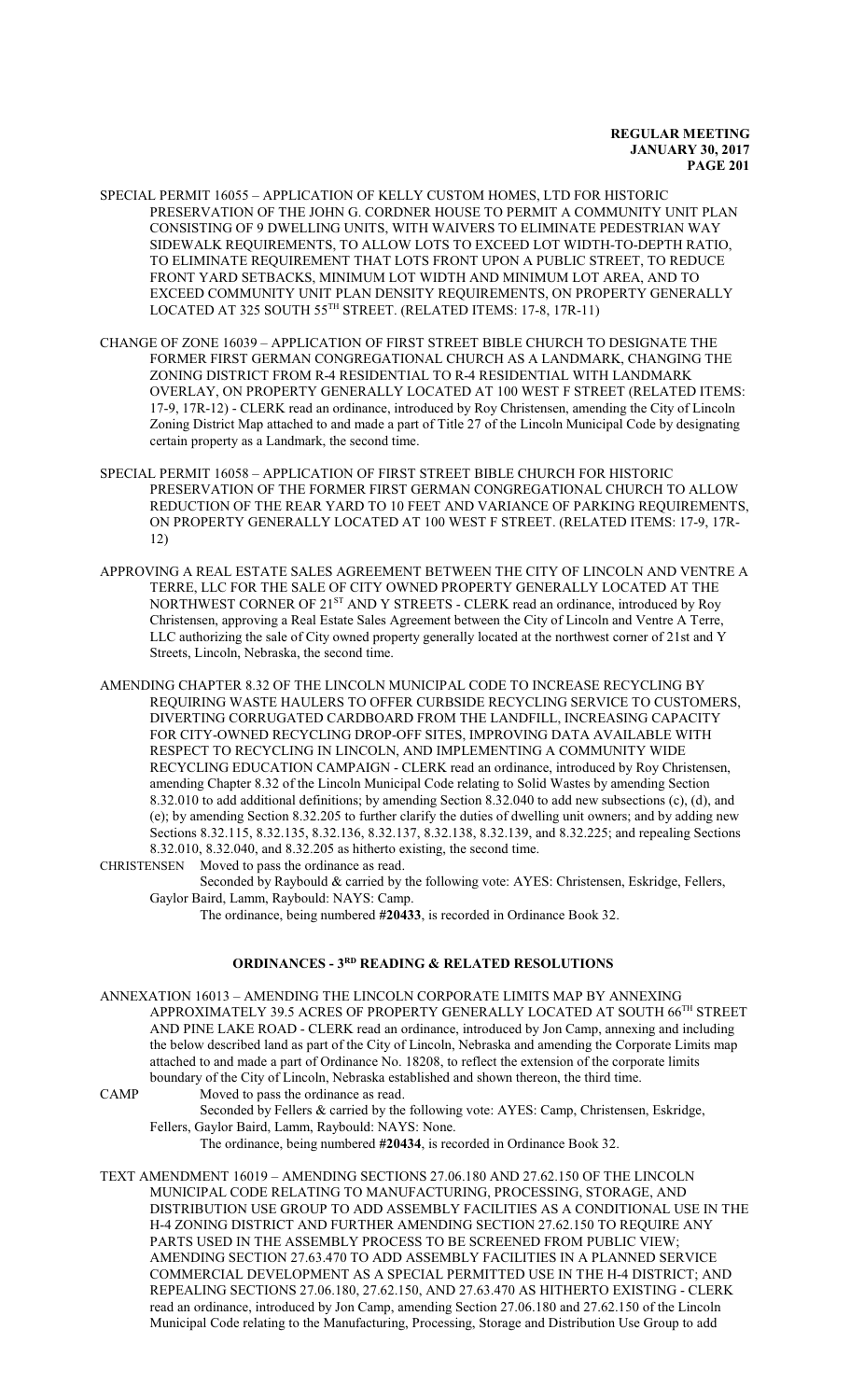SPECIAL PERMIT 16055 – APPLICATION OF KELLY CUSTOM HOMES, LTD FOR HISTORIC PRESERVATION OF THE JOHN G. CORDNER HOUSE TO PERMIT A COMMUNITY UNIT PLAN CONSISTING OF 9 DWELLING UNITS, WITH WAIVERS TO ELIMINATE PEDESTRIAN WAY SIDEWALK REQUIREMENTS, TO ALLOW LOTS TO EXCEED LOT WIDTH-TO-DEPTH RATIO, TO ELIMINATE REQUIREMENT THAT LOTS FRONT UPON A PUBLIC STREET, TO REDUCE FRONT YARD SETBACKS, MINIMUM LOT WIDTH AND MINIMUM LOT AREA, AND TO EXCEED COMMUNITY UNIT PLAN DENSITY REQUIREMENTS, ON PROPERTY GENERALLY LOCATED AT 325 SOUTH 55TH STREET. (RELATED ITEMS: 17-8, 17R-11)

CHANGE OF ZONE 16039 – APPLICATION OF FIRST STREET BIBLE CHURCH TO DESIGNATE THE FORMER FIRST GERMAN CONGREGATIONAL CHURCH AS A LANDMARK, CHANGING THE ZONING DISTRICT FROM R-4 RESIDENTIAL TO R-4 RESIDENTIAL WITH LANDMARK OVERLAY, ON PROPERTY GENERALLY LOCATED AT 100 WEST F STREET (RELATED ITEMS: 17-9, 17R-12) - CLERK read an ordinance, introduced by Roy Christensen, amending the City of Lincoln Zoning District Map attached to and made a part of Title 27 of the Lincoln Municipal Code by designating certain property as a Landmark, the second time.

SPECIAL PERMIT 16058 – APPLICATION OF FIRST STREET BIBLE CHURCH FOR HISTORIC PRESERVATION OF THE FORMER FIRST GERMAN CONGREGATIONAL CHURCH TO ALLOW REDUCTION OF THE REAR YARD TO 10 FEET AND VARIANCE OF PARKING REQUIREMENTS, ON PROPERTY GENERALLY LOCATED AT 100 WEST F STREET. (RELATED ITEMS: 17-9, 17R-12)

APPROVING A REAL ESTATE SALES AGREEMENT BETWEEN THE CITY OF LINCOLN AND VENTRE A TERRE, LLC FOR THE SALE OF CITY OWNED PROPERTY GENERALLY LOCATED AT THE NORTHWEST CORNER OF 21ST AND Y STREETS - CLERK read an ordinance, introduced by Roy Christensen, approving a Real Estate Sales Agreement between the City of Lincoln and Ventre A Terre, LLC authorizing the sale of City owned property generally located at the northwest corner of 21st and Y Streets, Lincoln, Nebraska, the second time.

AMENDING CHAPTER 8.32 OF THE LINCOLN MUNICIPAL CODE TO INCREASE RECYCLING BY REQUIRING WASTE HAULERS TO OFFER CURBSIDE RECYCLING SERVICE TO CUSTOMERS, DIVERTING CORRUGATED CARDBOARD FROM THE LANDFILL, INCREASING CAPACITY FOR CITY-OWNED RECYCLING DROP-OFF SITES, IMPROVING DATA AVAILABLE WITH RESPECT TO RECYCLING IN LINCOLN, AND IMPLEMENTING A COMMUNITY WIDE RECYCLING EDUCATION CAMPAIGN - CLERK read an ordinance, introduced by Roy Christensen, amending Chapter 8.32 of the Lincoln Municipal Code relating to Solid Wastes by amending Section 8.32.010 to add additional definitions; by amending Section 8.32.040 to add new subsections (c), (d), and (e); by amending Section 8.32.205 to further clarify the duties of dwelling unit owners; and by adding new Sections 8.32.115, 8.32.135, 8.32.136, 8.32.137, 8.32.138, 8.32.139, and 8.32.225; and repealing Sections 8.32.010, 8.32.040, and 8.32.205 as hitherto existing, the second time.

CHRISTENSEN Moved to pass the ordinance as read.

Seconded by Raybould & carried by the following vote: AYES: Christensen, Eskridge, Fellers, Gaylor Baird, Lamm, Raybould: NAYS: Camp.

The ordinance, being numbered **#20433**, is recorded in Ordinance Book 32.

## ORDINANCES - 3RD READING & RELATED RESOLUTIONS

ANNEXATION 16013 – AMENDING THE LINCOLN CORPORATE LIMITS MAP BY ANNEXING APPROXIMATELY 39.5 ACRES OF PROPERTY GENERALLY LOCATED AT SOUTH 66TH STREET AND PINE LAKE ROAD - CLERK read an ordinance, introduced by Jon Camp, annexing and including the below described land as part of the City of Lincoln, Nebraska and amending the Corporate Limits map attached to and made a part of Ordinance No. 18208, to reflect the extension of the corporate limits boundary of the City of Lincoln, Nebraska established and shown thereon, the third time.

CAMP Moved to pass the ordinance as read.

Seconded by Fellers & carried by the following vote: AYES: Camp, Christensen, Eskridge, Fellers, Gaylor Baird, Lamm, Raybould: NAYS: None.

The ordinance, being numbered **#20434**, is recorded in Ordinance Book 32.

TEXT AMENDMENT 16019 – AMENDING SECTIONS 27.06.180 AND 27.62.150 OF THE LINCOLN MUNICIPAL CODE RELATING TO MANUFACTURING, PROCESSING, STORAGE, AND DISTRIBUTION USE GROUP TO ADD ASSEMBLY FACILITIES AS A CONDITIONAL USE IN THE H-4 ZONING DISTRICT AND FURTHER AMENDING SECTION 27.62.150 TO REQUIRE ANY PARTS USED IN THE ASSEMBLY PROCESS TO BE SCREENED FROM PUBLIC VIEW; AMENDING SECTION 27.63.470 TO ADD ASSEMBLY FACILITIES IN A PLANNED SERVICE COMMERCIAL DEVELOPMENT AS A SPECIAL PERMITTED USE IN THE H-4 DISTRICT; AND REPEALING SECTIONS 27.06.180, 27.62.150, AND 27.63.470 AS HITHERTO EXISTING - CLERK read an ordinance, introduced by Jon Camp, amending Section 27.06.180 and 27.62.150 of the Lincoln Municipal Code relating to the Manufacturing, Processing, Storage and Distribution Use Group to add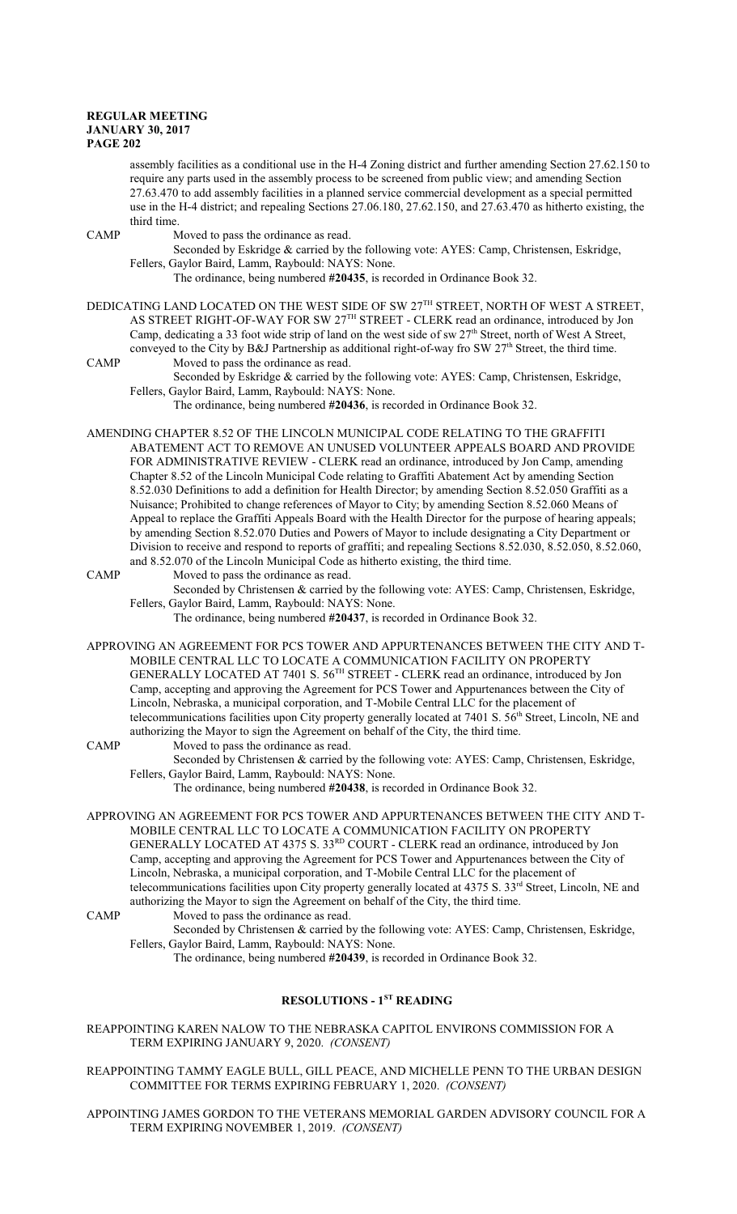assembly facilities as a conditional use in the H-4 Zoning district and further amending Section 27.62.150 to require any parts used in the assembly process to be screened from public view; and amending Section 27.63.470 to add assembly facilities in a planned service commercial development as a special permitted use in the H-4 district; and repealing Sections 27.06.180, 27.62.150, and 27.63.470 as hitherto existing, the third time.

CAMP Moved to pass the ordinance as read.

Seconded by Eskridge & carried by the following vote: AYES: Camp, Christensen, Eskridge, Fellers, Gaylor Baird, Lamm, Raybould: NAYS: None.

The ordinance, being numbered **#20435**, is recorded in Ordinance Book 32.

DEDICATING LAND LOCATED ON THE WEST SIDE OF SW 27TH STREET, NORTH OF WEST A STREET, AS STREET RIGHT-OF-WAY FOR SW 27TH STREET - CLERK read an ordinance, introduced by Jon Camp, dedicating a 33 foot wide strip of land on the west side of sw 27th Street, north of West A Street, conveyed to the City by B&J Partnership as additional right-of-way fro SW 27th Street, the third time.

CAMP Moved to pass the ordinance as read.

Seconded by Eskridge & carried by the following vote: AYES: Camp, Christensen, Eskridge, Fellers, Gaylor Baird, Lamm, Raybould: NAYS: None.

The ordinance, being numbered **#20436**, is recorded in Ordinance Book 32.

AMENDING CHAPTER 8.52 OF THE LINCOLN MUNICIPAL CODE RELATING TO THE GRAFFITI ABATEMENT ACT TO REMOVE AN UNUSED VOLUNTEER APPEALS BOARD AND PROVIDE FOR ADMINISTRATIVE REVIEW - CLERK read an ordinance, introduced by Jon Camp, amending Chapter 8.52 of the Lincoln Municipal Code relating to Graffiti Abatement Act by amending Section 8.52.030 Definitions to add a definition for Health Director; by amending Section 8.52.050 Graffiti as a Nuisance; Prohibited to change references of Mayor to City; by amending Section 8.52.060 Means of Appeal to replace the Graffiti Appeals Board with the Health Director for the purpose of hearing appeals; by amending Section 8.52.070 Duties and Powers of Mayor to include designating a City Department or Division to receive and respond to reports of graffiti; and repealing Sections 8.52.030, 8.52.050, 8.52.060, and 8.52.070 of the Lincoln Municipal Code as hitherto existing, the third time.

CAMP Moved to pass the ordinance as read.

Seconded by Christensen & carried by the following vote: AYES: Camp, Christensen, Eskridge, Fellers, Gaylor Baird, Lamm, Raybould: NAYS: None.

The ordinance, being numbered **#20437**, is recorded in Ordinance Book 32.

APPROVING AN AGREEMENT FOR PCS TOWER AND APPURTENANCES BETWEEN THE CITY AND T-MOBILE CENTRAL LLC TO LOCATE A COMMUNICATION FACILITY ON PROPERTY GENERALLY LOCATED AT 7401 S. 56TH STREET - CLERK read an ordinance, introduced by Jon Camp, accepting and approving the Agreement for PCS Tower and Appurtenances between the City of Lincoln, Nebraska, a municipal corporation, and T-Mobile Central LLC for the placement of telecommunications facilities upon City property generally located at 7401 S. 56th Street, Lincoln, NE and authorizing the Mayor to sign the Agreement on behalf of the City, the third time.

CAMP Moved to pass the ordinance as read.

Seconded by Christensen & carried by the following vote: AYES: Camp, Christensen, Eskridge, Fellers, Gaylor Baird, Lamm, Raybould: NAYS: None.

The ordinance, being numbered **#20438**, is recorded in Ordinance Book 32.

APPROVING AN AGREEMENT FOR PCS TOWER AND APPURTENANCES BETWEEN THE CITY AND T-MOBILE CENTRAL LLC TO LOCATE A COMMUNICATION FACILITY ON PROPERTY GENERALLY LOCATED AT 4375 S. 33RD COURT - CLERK read an ordinance, introduced by Jon Camp, accepting and approving the Agreement for PCS Tower and Appurtenances between the City of Lincoln, Nebraska, a municipal corporation, and T-Mobile Central LLC for the placement of telecommunications facilities upon City property generally located at 4375 S. 33rd Street, Lincoln, NE and authorizing the Mayor to sign the Agreement on behalf of the City, the third time.

CAMP Moved to pass the ordinance as read.

Seconded by Christensen & carried by the following vote: AYES: Camp, Christensen, Eskridge, Fellers, Gaylor Baird, Lamm, Raybould: NAYS: None.

The ordinance, being numbered **#20439**, is recorded in Ordinance Book 32.

## RESOLUTIONS - 1ST READING

REAPPOINTING KAREN NALOW TO THE NEBRASKA CAPITOL ENVIRONS COMMISSION FOR A TERM EXPIRING JANUARY 9, 2020. *(CONSENT)*

REAPPOINTING TAMMY EAGLE BULL, GILL PEACE, AND MICHELLE PENN TO THE URBAN DESIGN COMMITTEE FOR TERMS EXPIRING FEBRUARY 1, 2020. *(CONSENT)*

APPOINTING JAMES GORDON TO THE VETERANS MEMORIAL GARDEN ADVISORY COUNCIL FOR A TERM EXPIRING NOVEMBER 1, 2019. *(CONSENT)*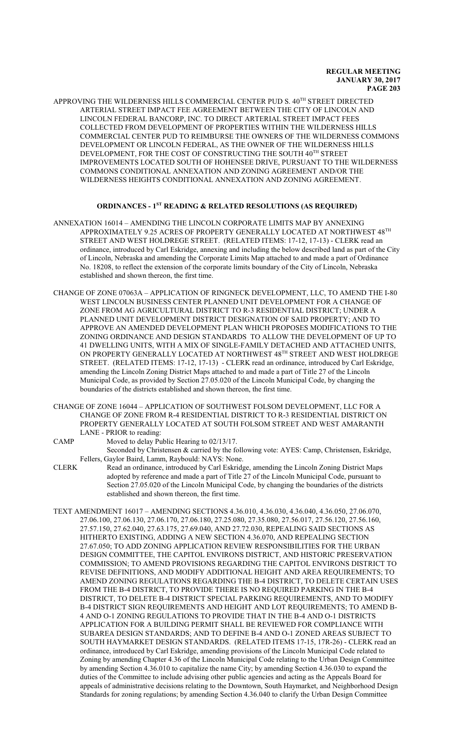APPROVING THE WILDERNESS HILLS COMMERCIAL CENTER PUD S. 40TH STREET DIRECTED ARTERIAL STREET IMPACT FEE AGREEMENT BETWEEN THE CITY OF LINCOLN AND LINCOLN FEDERAL BANCORP, INC. TO DIRECT ARTERIAL STREET IMPACT FEES COLLECTED FROM DEVELOPMENT OF PROPERTIES WITHIN THE WILDERNESS HILLS COMMERCIAL CENTER PUD TO REIMBURSE THE OWNERS OF THE WILDERNESS COMMONS DEVELOPMENT OR LINCOLN FEDERAL, AS THE OWNER OF THE WILDERNESS HILLS DEVELOPMENT, FOR THE COST OF CONSTRUCTING THE SOUTH 40TH STREET IMPROVEMENTS LOCATED SOUTH OF HOHENSEE DRIVE, PURSUANT TO THE WILDERNESS COMMONS CONDITIONAL ANNEXATION AND ZONING AGREEMENT AND/OR THE WILDERNESS HEIGHTS CONDITIONAL ANNEXATION AND ZONING AGREEMENT.

## ORDINANCES - 1ST READING & RELATED RESOLUTIONS (AS REQUIRED)

ANNEXATION 16014 – AMENDING THE LINCOLN CORPORATE LIMITS MAP BY ANNEXING APPROXIMATELY 9.25 ACRES OF PROPERTY GENERALLY LOCATED AT NORTHWEST 48TH STREET AND WEST HOLDREGE STREET. (RELATED ITEMS: 17-12, 17-13) - CLERK read an ordinance, introduced by Carl Eskridge, annexing and including the below described land as part of the City of Lincoln, Nebraska and amending the Corporate Limits Map attached to and made a part of Ordinance No. 18208, to reflect the extension of the corporate limits boundary of the City of Lincoln, Nebraska established and shown thereon, the first time.

CHANGE OF ZONE 07063A – APPLICATION OF RINGNECK DEVELOPMENT, LLC, TO AMEND THE I-80 WEST LINCOLN BUSINESS CENTER PLANNED UNIT DEVELOPMENT FOR A CHANGE OF ZONE FROM AG AGRICULTURAL DISTRICT TO R-3 RESIDENTIAL DISTRICT; UNDER A PLANNED UNIT DEVELOPMENT DISTRICT DESIGNATION OF SAID PROPERTY; AND TO APPROVE AN AMENDED DEVELOPMENT PLAN WHICH PROPOSES MODIFICATIONS TO THE ZONING ORDINANCE AND DESIGN STANDARDS TO ALLOW THE DEVELOPMENT OF UP TO 41 DWELLING UNITS, WITH A MIX OF SINGLE-FAMILY DETACHED AND ATTACHED UNITS, ON PROPERTY GENERALLY LOCATED AT NORTHWEST 48TH STREET AND WEST HOLDREGE STREET. (RELATED ITEMS: 17-12, 17-13) - CLERK read an ordinance, introduced by Carl Eskridge, amending the Lincoln Zoning District Maps attached to and made a part of Title 27 of the Lincoln Municipal Code, as provided by Section 27.05.020 of the Lincoln Municipal Code, by changing the boundaries of the districts established and shown thereon, the first time.

CHANGE OF ZONE 16044 – APPLICATION OF SOUTHWEST FOLSOM DEVELOPMENT, LLC FOR A CHANGE OF ZONE FROM R-4 RESIDENTIAL DISTRICT TO R-3 RESIDENTIAL DISTRICT ON PROPERTY GENERALLY LOCATED AT SOUTH FOLSOM STREET AND WEST AMARANTH LANE - PRIOR to reading:

CAMP Moved to delay Public Hearing to 02/13/17.

Seconded by Christensen & carried by the following vote: AYES: Camp, Christensen, Eskridge, Fellers, Gaylor Baird, Lamm, Raybould: NAYS: None.

CLERK Read an ordinance, introduced by Carl Eskridge, amending the Lincoln Zoning District Maps adopted by reference and made a part of Title 27 of the Lincoln Municipal Code, pursuant to Section 27.05.020 of the Lincoln Municipal Code, by changing the boundaries of the districts established and shown thereon, the first time.

TEXT AMENDMENT 16017 – AMENDING SECTIONS 4.36.010, 4.36.030, 4.36.040, 4.36.050, 27.06.070, 27.06.100, 27.06.130, 27.06.170, 27.06.180, 27.25.080, 27.35.080, 27.56.017, 27.56.120, 27.56.160, 27.57.150, 27.62.040, 27.63.175, 27.69.040, AND 27.72.030, REPEALING SAID SECTIONS AS HITHERTO EXISTING, ADDING A NEW SECTION 4.36.070, AND REPEALING SECTION 27.67.050; TO ADD ZONING APPLICATION REVIEW RESPONSIBILITIES FOR THE URBAN DESIGN COMMITTEE, THE CAPITOL ENVIRONS DISTRICT, AND HISTORIC PRESERVATION COMMISSION; TO AMEND PROVISIONS REGARDING THE CAPITOL ENVIRONS DISTRICT TO REVISE DEFINITIONS, AND MODIFY ADDITIONAL HEIGHT AND AREA REQUIREMENTS; TO AMEND ZONING REGULATIONS REGARDING THE B-4 DISTRICT, TO DELETE CERTAIN USES FROM THE B-4 DISTRICT, TO PROVIDE THERE IS NO REQUIRED PARKING IN THE B-4 DISTRICT, TO DELETE B-4 DISTRICT SPECIAL PARKING REQUIREMENTS, AND TO MODIFY B-4 DISTRICT SIGN REQUIREMENTS AND HEIGHT AND LOT REQUIREMENTS; TO AMEND B-4 AND O-1 ZONING REGULATIONS TO PROVIDE THAT IN THE B-4 AND O-1 DISTRICTS APPLICATION FOR A BUILDING PERMIT SHALL BE REVIEWED FOR COMPLIANCE WITH SUBAREA DESIGN STANDARDS; AND TO DEFINE B-4 AND O-1 ZONED AREAS SUBJECT TO SOUTH HAYMARKET DESIGN STANDARDS. (RELATED ITEMS 17-15, 17R-26) - CLERK read an ordinance, introduced by Carl Eskridge, amending provisions of the Lincoln Municipal Code related to Zoning by amending Chapter 4.36 of the Lincoln Municipal Code relating to the Urban Design Committee by amending Section 4.36.010 to capitalize the name City; by amending Section 4.36.030 to expand the duties of the Committee to include advising other public agencies and acting as the Appeals Board for appeals of administrative decisions relating to the Downtown, South Haymarket, and Neighborhood Design Standards for zoning regulations; by amending Section 4.36.040 to clarify the Urban Design Committee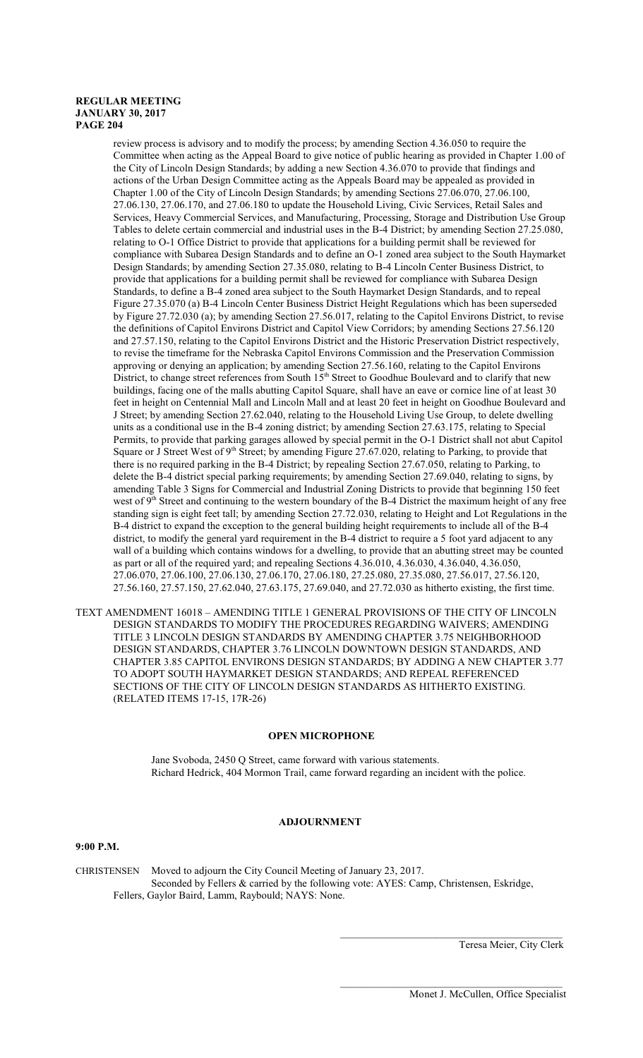review process is advisory and to modify the process; by amending Section 4.36.050 to require the Committee when acting as the Appeal Board to give notice of public hearing as provided in Chapter 1.00 of the City of Lincoln Design Standards; by adding a new Section 4.36.070 to provide that findings and actions of the Urban Design Committee acting as the Appeals Board may be appealed as provided in Chapter 1.00 of the City of Lincoln Design Standards; by amending Sections 27.06.070, 27.06.100, 27.06.130, 27.06.170, and 27.06.180 to update the Household Living, Civic Services, Retail Sales and Services, Heavy Commercial Services, and Manufacturing, Processing, Storage and Distribution Use Group Tables to delete certain commercial and industrial uses in the B-4 District; by amending Section 27.25.080, relating to O-1 Office District to provide that applications for a building permit shall be reviewed for compliance with Subarea Design Standards and to define an O-1 zoned area subject to the South Haymarket Design Standards; by amending Section 27.35.080, relating to B-4 Lincoln Center Business District, to provide that applications for a building permit shall be reviewed for compliance with Subarea Design Standards, to define a B-4 zoned area subject to the South Haymarket Design Standards, and to repeal Figure 27.35.070 (a) B-4 Lincoln Center Business District Height Regulations which has been superseded by Figure 27.72.030 (a); by amending Section 27.56.017, relating to the Capitol Environs District, to revise the definitions of Capitol Environs District and Capitol View Corridors; by amending Sections 27.56.120 and 27.57.150, relating to the Capitol Environs District and the Historic Preservation District respectively, to revise the timeframe for the Nebraska Capitol Environs Commission and the Preservation Commission approving or denying an application; by amending Section 27.56.160, relating to the Capitol Environs District, to change street references from South 15th Street to Goodhue Boulevard and to clarify that new buildings, facing one of the malls abutting Capitol Square, shall have an eave or cornice line of at least 30 feet in height on Centennial Mall and Lincoln Mall and at least 20 feet in height on Goodhue Boulevard and J Street; by amending Section 27.62.040, relating to the Household Living Use Group, to delete dwelling units as a conditional use in the B-4 zoning district; by amending Section 27.63.175, relating to Special Permits, to provide that parking garages allowed by special permit in the O-1 District shall not abut Capitol Square or J Street West of 9th Street; by amending Figure 27.67.020, relating to Parking, to provide that there is no required parking in the B-4 District; by repealing Section 27.67.050, relating to Parking, to delete the B-4 district special parking requirements; by amending Section 27.69.040, relating to signs, by amending Table 3 Signs for Commercial and Industrial Zoning Districts to provide that beginning 150 feet west of 9th Street and continuing to the western boundary of the B-4 District the maximum height of any free standing sign is eight feet tall; by amending Section 27.72.030, relating to Height and Lot Regulations in the B-4 district to expand the exception to the general building height requirements to include all of the B-4 district, to modify the general yard requirement in the B-4 district to require a 5 foot yard adjacent to any wall of a building which contains windows for a dwelling, to provide that an abutting street may be counted as part or all of the required yard; and repealing Sections 4.36.010, 4.36.030, 4.36.040, 4.36.050, 27.06.070, 27.06.100, 27.06.130, 27.06.170, 27.06.180, 27.25.080, 27.35.080, 27.56.017, 27.56.120, 27.56.160, 27.57.150, 27.62.040, 27.63.175, 27.69.040, and 27.72.030 as hitherto existing, the first time.

TEXT AMENDMENT 16018 – AMENDING TITLE 1 GENERAL PROVISIONS OF THE CITY OF LINCOLN DESIGN STANDARDS TO MODIFY THE PROCEDURES REGARDING WAIVERS; AMENDING TITLE 3 LINCOLN DESIGN STANDARDS BY AMENDING CHAPTER 3.75 NEIGHBORHOOD DESIGN STANDARDS, CHAPTER 3.76 LINCOLN DOWNTOWN DESIGN STANDARDS, AND CHAPTER 3.85 CAPITOL ENVIRONS DESIGN STANDARDS; BY ADDING A NEW CHAPTER 3.77 TO ADOPT SOUTH HAYMARKET DESIGN STANDARDS; AND REPEAL REFERENCED SECTIONS OF THE CITY OF LINCOLN DESIGN STANDARDS AS HITHERTO EXISTING. (RELATED ITEMS 17-15, 17R-26)

## OPEN MICROPHONE

Jane Svoboda, 2450 Q Street, came forward with various statements.
Richard Hedrick, 404 Mormon Trail, came forward regarding an incident with the police.

## ADJOURNMENT

**9:00 P.M.**

CHRISTENSEN Moved to adjourn the City Council Meeting of January 23, 2017.
Seconded by Fellers & carried by the following vote: AYES: Camp, Christensen, Eskridge, Fellers, Gaylor Baird, Lamm, Raybould; NAYS: None.

Teresa Meier, City Clerk

Monet J. McCullen, Office Specialist